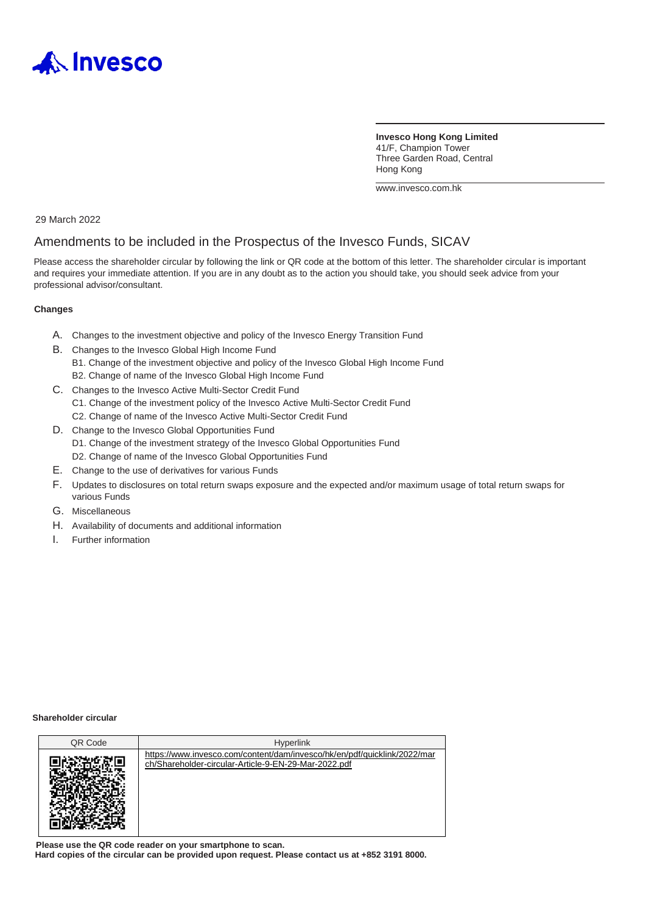Invesco

**Invesco Hong Kong Limited**
41/F, Champion Tower
Three Garden Road, Central
Hong Kong

www.invesco.com.hk

29 March 2022

# Amendments to be included in the Prospectus of the Invesco Funds, SICAV

Please access the shareholder circular by following the link or QR code at the bottom of this letter. The shareholder circular is important and requires your immediate attention. If you are in any doubt as to the action you should take, you should seek advice from your professional advisor/consultant.

**Changes**

A. Changes to the investment objective and policy of the Invesco Energy Transition Fund

B. Changes to the Invesco Global High Income Fund
   - B1. Change of the investment objective and policy of the Invesco Global High Income Fund
   - B2. Change of name of the Invesco Global High Income Fund

C. Changes to the Invesco Active Multi-Sector Credit Fund
   - C1. Change of the investment policy of the Invesco Active Multi-Sector Credit Fund
   - C2. Change of name of the Invesco Active Multi-Sector Credit Fund

D. Change to the Invesco Global Opportunities Fund
   - D1. Change of the investment strategy of the Invesco Global Opportunities Fund
   - D2. Change of name of the Invesco Global Opportunities Fund

E. Change to the use of derivatives for various Funds

F. Updates to disclosures on total return swaps exposure and the expected and/or maximum usage of total return swaps for various Funds

G. Miscellaneous

H. Availability of documents and additional information

I. Further information

**Shareholder circular**

| QR Code | Hyperlink |
|---|---|
| | https://www.invesco.com/content/dam/invesco/hk/en/pdf/quicklink/2022/march/Shareholder-circular-Article-9-EN-29-Mar-2022.pdf |

**Please use the QR code reader on your smartphone to scan.**
**Hard copies of the circular can be provided upon request. Please contact us at +852 3191 8000.**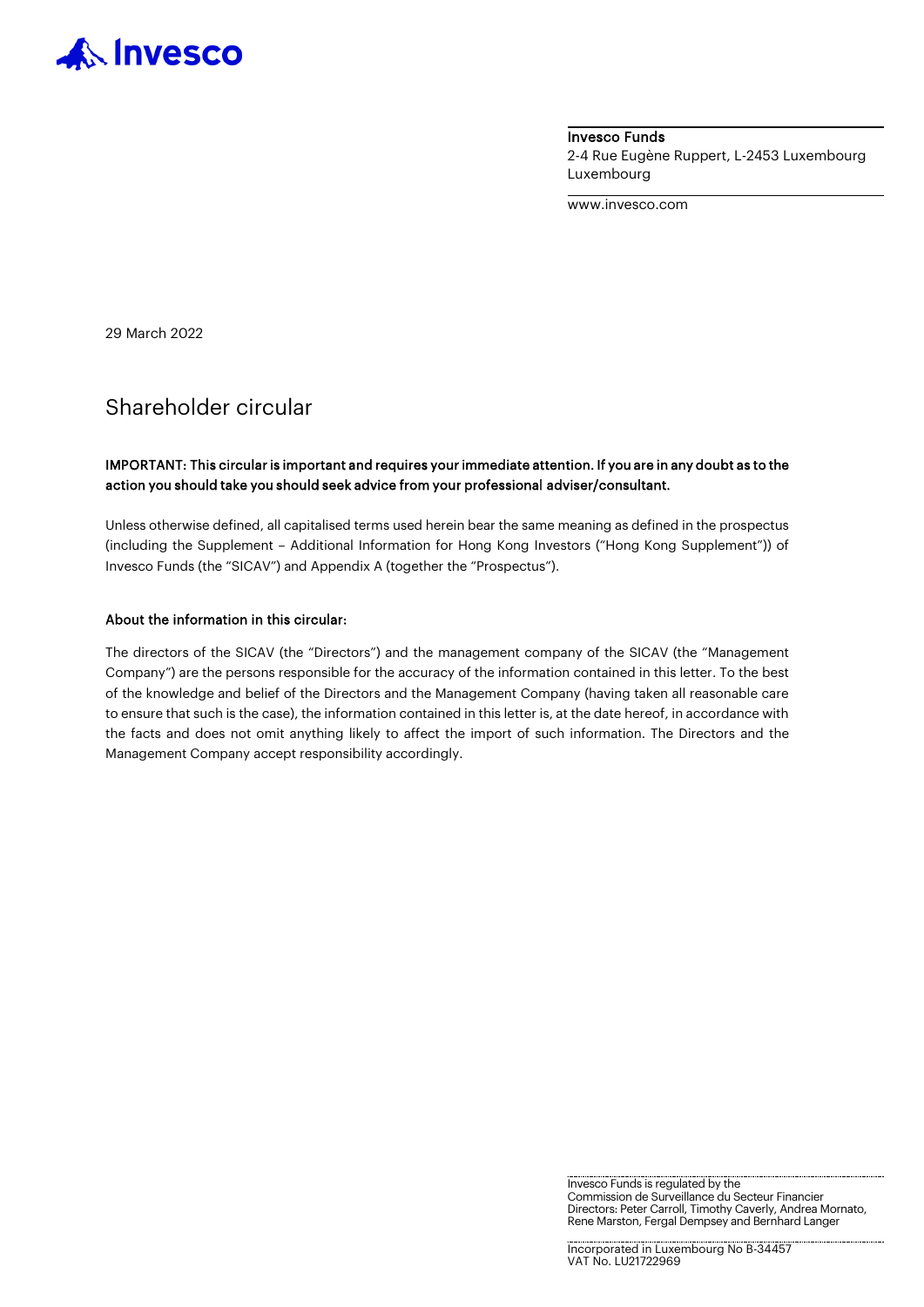**Invesco Funds**
2-4 Rue Eugène Ruppert, L-2453 Luxembourg
Luxembourg

www.invesco.com

29 March 2022

# Shareholder circular

**IMPORTANT: This circular is important and requires your immediate attention. If you are in any doubt as to the action you should take you should seek advice from your professional adviser/consultant.**

Unless otherwise defined, all capitalised terms used herein bear the same meaning as defined in the prospectus (including the Supplement – Additional Information for Hong Kong Investors ("Hong Kong Supplement")) of Invesco Funds (the "SICAV") and Appendix A (together the "Prospectus").

**About the information in this circular:**

The directors of the SICAV (the "Directors") and the management company of the SICAV (the "Management Company") are the persons responsible for the accuracy of the information contained in this letter. To the best of the knowledge and belief of the Directors and the Management Company (having taken all reasonable care to ensure that such is the case), the information contained in this letter is, at the date hereof, in accordance with the facts and does not omit anything likely to affect the import of such information. The Directors and the Management Company accept responsibility accordingly.

Invesco Funds is regulated by the Commission de Surveillance du Secteur Financier
Directors: Peter Carroll, Timothy Caverly, Andrea Mornato, Rene Marston, Fergal Dempsey and Bernhard Langer

Incorporated in Luxembourg No B-34457
VAT No. LU21722969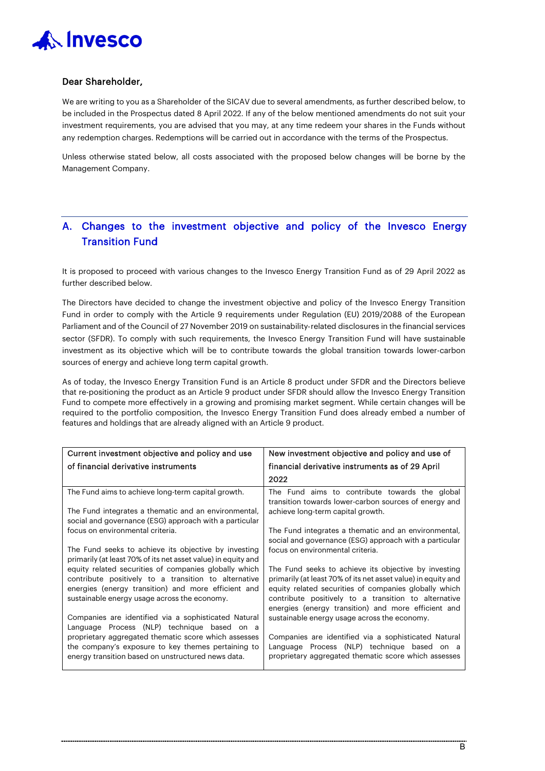**Dear Shareholder,**

We are writing to you as a Shareholder of the SICAV due to several amendments, as further described below, to be included in the Prospectus dated 8 April 2022. If any of the below mentioned amendments do not suit your investment requirements, you are advised that you may, at any time redeem your shares in the Funds without any redemption charges. Redemptions will be carried out in accordance with the terms of the Prospectus.

Unless otherwise stated below, all costs associated with the proposed below changes will be borne by the Management Company.

## A. Changes to the investment objective and policy of the Invesco Energy Transition Fund

It is proposed to proceed with various changes to the Invesco Energy Transition Fund as of 29 April 2022 as further described below.

The Directors have decided to change the investment objective and policy of the Invesco Energy Transition Fund in order to comply with the Article 9 requirements under Regulation (EU) 2019/2088 of the European Parliament and of the Council of 27 November 2019 on sustainability-related disclosures in the financial services sector (SFDR). To comply with such requirements, the Invesco Energy Transition Fund will have sustainable investment as its objective which will be to contribute towards the global transition towards lower-carbon sources of energy and achieve long term capital growth.

As of today, the Invesco Energy Transition Fund is an Article 8 product under SFDR and the Directors believe that re-positioning the product as an Article 9 product under SFDR should allow the Invesco Energy Transition Fund to compete more effectively in a growing and promising market segment. While certain changes will be required to the portfolio composition, the Invesco Energy Transition Fund does already embed a number of features and holdings that are already aligned with an Article 9 product.

| Current investment objective and policy and use of financial derivative instruments | New investment objective and policy and use of financial derivative instruments as of 29 April 2022 |
|---|---|
| The Fund aims to achieve long-term capital growth.<br><br>The Fund integrates a thematic and an environmental, social and governance (ESG) approach with a particular focus on environmental criteria.<br><br>The Fund seeks to achieve its objective by investing primarily (at least 70% of its net asset value) in equity and equity related securities of companies globally which contribute positively to a transition to alternative energies (energy transition) and more efficient and sustainable energy usage across the economy.<br><br>Companies are identified via a sophisticated Natural Language Process (NLP) technique based on a proprietary aggregated thematic score which assesses the company's exposure to key themes pertaining to energy transition based on unstructured news data. | The Fund aims to contribute towards the global transition towards lower-carbon sources of energy and achieve long-term capital growth.<br><br>The Fund integrates a thematic and an environmental, social and governance (ESG) approach with a particular focus on environmental criteria.<br><br>The Fund seeks to achieve its objective by investing primarily (at least 70% of its net asset value) in equity and equity related securities of companies globally which contribute positively to a transition to alternative energies (energy transition) and more efficient and sustainable energy usage across the economy.<br><br>Companies are identified via a sophisticated Natural Language Process (NLP) technique based on a proprietary aggregated thematic score which assesses |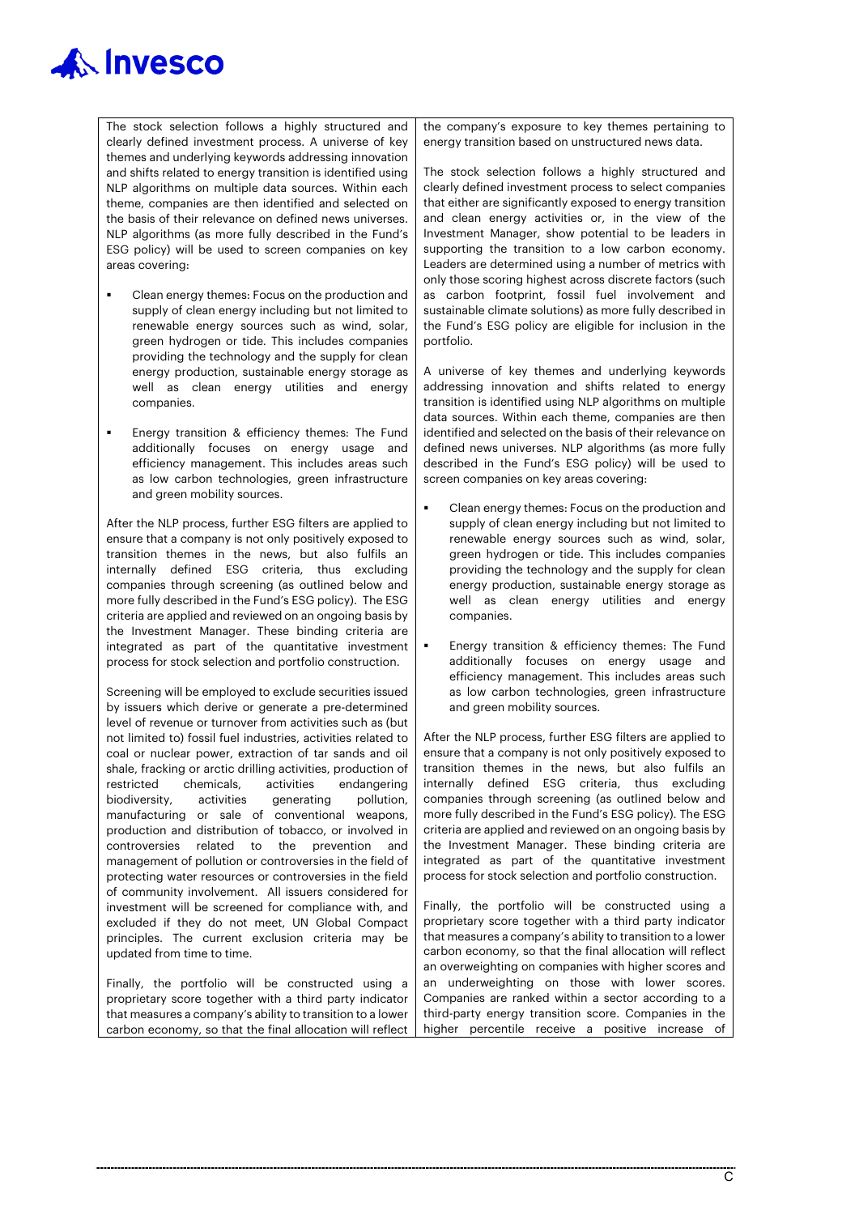| | |
|---|---|
| The stock selection follows a highly structured and clearly defined investment process. A universe of key themes and underlying keywords addressing innovation and shifts related to energy transition is identified using NLP algorithms on multiple data sources. Within each theme, companies are then identified and selected on the basis of their relevance on defined news universes. NLP algorithms (as more fully described in the Fund's ESG policy) will be used to screen companies on key areas covering:<br><br>▪ Clean energy themes: Focus on the production and supply of clean energy including but not limited to renewable energy sources such as wind, solar, green hydrogen or tide. This includes companies providing the technology and the supply for clean energy production, sustainable energy storage as well as clean energy utilities and energy companies.<br><br>▪ Energy transition & efficiency themes: The Fund additionally focuses on energy usage and efficiency management. This includes areas such as low carbon technologies, green infrastructure and green mobility sources.<br><br>After the NLP process, further ESG filters are applied to ensure that a company is not only positively exposed to transition themes in the news, but also fulfils an internally defined ESG criteria, thus excluding companies through screening (as outlined below and more fully described in the Fund's ESG policy). The ESG criteria are applied and reviewed on an ongoing basis by the Investment Manager. These binding criteria are integrated as part of the quantitative investment process for stock selection and portfolio construction.<br><br>Screening will be employed to exclude securities issued by issuers which derive or generate a pre-determined level of revenue or turnover from activities such as (but not limited to) fossil fuel industries, activities related to coal or nuclear power, extraction of tar sands and oil shale, fracking or arctic drilling activities, production of restricted chemicals, activities endangering biodiversity, activities generating pollution, manufacturing or sale of conventional weapons, production and distribution of tobacco, or involved in controversies related to the prevention and management of pollution or controversies in the field of protecting water resources or controversies in the field of community involvement. All issuers considered for investment will be screened for compliance with, and excluded if they do not meet, UN Global Compact principles. The current exclusion criteria may be updated from time to time.<br><br>Finally, the portfolio will be constructed using a proprietary score together with a third party indicator that measures a company's ability to transition to a lower carbon economy, so that the final allocation will reflect | the company's exposure to key themes pertaining to energy transition based on unstructured news data.<br><br>The stock selection follows a highly structured and clearly defined investment process to select companies that either are significantly exposed to energy transition and clean energy activities or, in the view of the Investment Manager, show potential to be leaders in supporting the transition to a low carbon economy. Leaders are determined using a number of metrics with only those scoring highest across discrete factors (such as carbon footprint, fossil fuel involvement and sustainable climate solutions) as more fully described in the Fund's ESG policy are eligible for inclusion in the portfolio.<br><br>A universe of key themes and underlying keywords addressing innovation and shifts related to energy transition is identified using NLP algorithms on multiple data sources. Within each theme, companies are then identified and selected on the basis of their relevance on defined news universes. NLP algorithms (as more fully described in the Fund's ESG policy) will be used to screen companies on key areas covering:<br><br>▪ Clean energy themes: Focus on the production and supply of clean energy including but not limited to renewable energy sources such as wind, solar, green hydrogen or tide. This includes companies providing the technology and the supply for clean energy production, sustainable energy storage as well as clean energy utilities and energy companies.<br><br>▪ Energy transition & efficiency themes: The Fund additionally focuses on energy usage and efficiency management. This includes areas such as low carbon technologies, green infrastructure and green mobility sources.<br><br>After the NLP process, further ESG filters are applied to ensure that a company is not only positively exposed to transition themes in the news, but also fulfils an internally defined ESG criteria, thus excluding companies through screening (as outlined below and more fully described in the Fund's ESG policy). The ESG criteria are applied and reviewed on an ongoing basis by the Investment Manager. These binding criteria are integrated as part of the quantitative investment process for stock selection and portfolio construction.<br><br>Finally, the portfolio will be constructed using a proprietary score together with a third party indicator that measures a company's ability to transition to a lower carbon economy, so that the final allocation will reflect an overweighting on companies with higher scores and an underweighting on those with lower scores. Companies are ranked within a sector according to a third-party energy transition score. Companies in the higher percentile receive a positive increase of |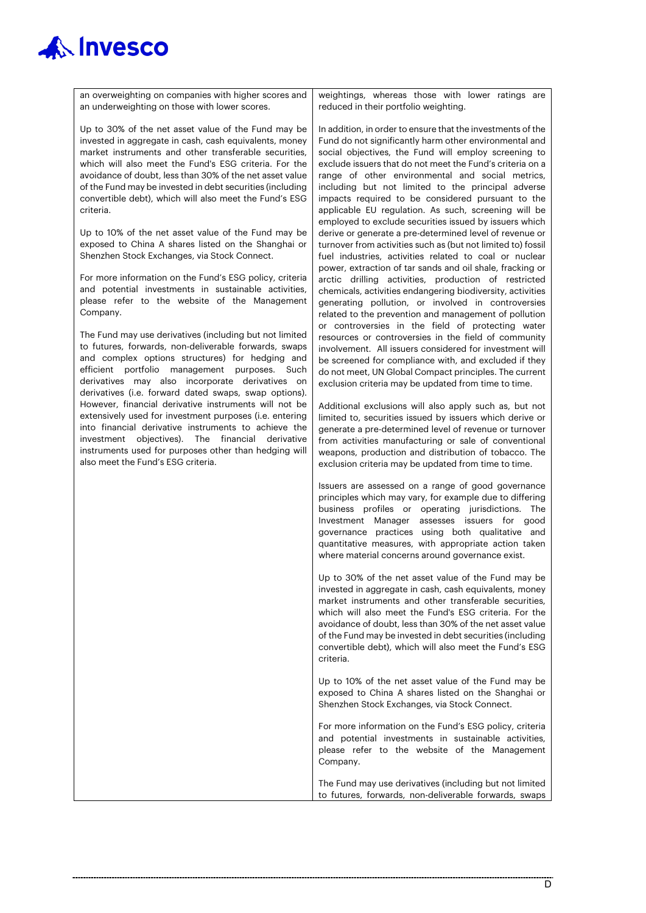| | |
|---|---|
| an overweighting on companies with higher scores and an underweighting on those with lower scores.<br><br>Up to 30% of the net asset value of the Fund may be invested in aggregate in cash, cash equivalents, money market instruments and other transferable securities, which will also meet the Fund's ESG criteria. For the avoidance of doubt, less than 30% of the net asset value of the Fund may be invested in debt securities (including convertible debt), which will also meet the Fund's ESG criteria.<br><br>Up to 10% of the net asset value of the Fund may be exposed to China A shares listed on the Shanghai or Shenzhen Stock Exchanges, via Stock Connect.<br><br>For more information on the Fund's ESG policy, criteria and potential investments in sustainable activities, please refer to the website of the Management Company.<br><br>The Fund may use derivatives (including but not limited to futures, forwards, non-deliverable forwards, swaps and complex options structures) for hedging and efficient portfolio management purposes. Such derivatives may also incorporate derivatives on derivatives (i.e. forward dated swaps, swap options). However, financial derivative instruments will not be extensively used for investment purposes (i.e. entering into financial derivative instruments to achieve the investment objectives). The financial derivative instruments used for purposes other than hedging will also meet the Fund's ESG criteria. | weightings, whereas those with lower ratings are reduced in their portfolio weighting.<br><br>In addition, in order to ensure that the investments of the Fund do not significantly harm other environmental and social objectives, the Fund will employ screening to exclude issuers that do not meet the Fund's criteria on a range of other environmental and social metrics, including but not limited to the principal adverse impacts required to be considered pursuant to the applicable EU regulation. As such, screening will be employed to exclude securities issued by issuers which derive or generate a pre-determined level of revenue or turnover from activities such as (but not limited to) fossil fuel industries, activities related to coal or nuclear power, extraction of tar sands and oil shale, fracking or arctic drilling activities, production of restricted chemicals, activities endangering biodiversity, activities generating pollution, or involved in controversies related to the prevention and management of pollution or controversies in the field of protecting water resources or controversies in the field of community involvement. All issuers considered for investment will be screened for compliance with, and excluded if they do not meet, UN Global Compact principles. The current exclusion criteria may be updated from time to time.<br><br>Additional exclusions will also apply such as, but not limited to, securities issued by issuers which derive or generate a pre-determined level of revenue or turnover from activities manufacturing or sale of conventional weapons, production and distribution of tobacco. The exclusion criteria may be updated from time to time.<br><br>Issuers are assessed on a range of good governance principles which may vary, for example due to differing business profiles or operating jurisdictions. The Investment Manager assesses issuers for good governance practices using both qualitative and quantitative measures, with appropriate action taken where material concerns around governance exist.<br><br>Up to 30% of the net asset value of the Fund may be invested in aggregate in cash, cash equivalents, money market instruments and other transferable securities, which will also meet the Fund's ESG criteria. For the avoidance of doubt, less than 30% of the net asset value of the Fund may be invested in debt securities (including convertible debt), which will also meet the Fund's ESG criteria.<br><br>Up to 10% of the net asset value of the Fund may be exposed to China A shares listed on the Shanghai or Shenzhen Stock Exchanges, via Stock Connect.<br><br>For more information on the Fund's ESG policy, criteria and potential investments in sustainable activities, please refer to the website of the Management Company.<br><br>The Fund may use derivatives (including but not limited to futures, forwards, non-deliverable forwards, swaps |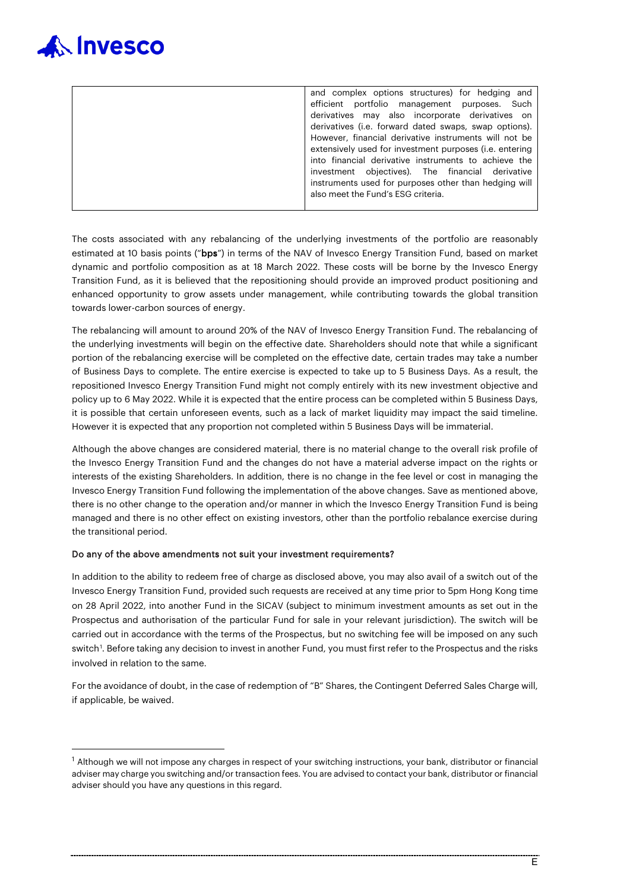| | and complex options structures) for hedging and efficient portfolio management purposes. Such derivatives may also incorporate derivatives on derivatives (i.e. forward dated swaps, swap options). However, financial derivative instruments will not be extensively used for investment purposes (i.e. entering into financial derivative instruments to achieve the investment objectives). The financial derivative instruments used for purposes other than hedging will also meet the Fund's ESG criteria. |
|---|---|

The costs associated with any rebalancing of the underlying investments of the portfolio are reasonably estimated at 10 basis points ("**bps**") in terms of the NAV of Invesco Energy Transition Fund, based on market dynamic and portfolio composition as at 18 March 2022. These costs will be borne by the Invesco Energy Transition Fund, as it is believed that the repositioning should provide an improved product positioning and enhanced opportunity to grow assets under management, while contributing towards the global transition towards lower-carbon sources of energy.

The rebalancing will amount to around 20% of the NAV of Invesco Energy Transition Fund. The rebalancing of the underlying investments will begin on the effective date. Shareholders should note that while a significant portion of the rebalancing exercise will be completed on the effective date, certain trades may take a number of Business Days to complete. The entire exercise is expected to take up to 5 Business Days. As a result, the repositioned Invesco Energy Transition Fund might not comply entirely with its new investment objective and policy up to 6 May 2022. While it is expected that the entire process can be completed within 5 Business Days, it is possible that certain unforeseen events, such as a lack of market liquidity may impact the said timeline. However it is expected that any proportion not completed within 5 Business Days will be immaterial.

Although the above changes are considered material, there is no material change to the overall risk profile of the Invesco Energy Transition Fund and the changes do not have a material adverse impact on the rights or interests of the existing Shareholders. In addition, there is no change in the fee level or cost in managing the Invesco Energy Transition Fund following the implementation of the above changes. Save as mentioned above, there is no other change to the operation and/or manner in which the Invesco Energy Transition Fund is being managed and there is no other effect on existing investors, other than the portfolio rebalance exercise during the transitional period.

**Do any of the above amendments not suit your investment requirements?**

In addition to the ability to redeem free of charge as disclosed above, you may also avail of a switch out of the Invesco Energy Transition Fund, provided such requests are received at any time prior to 5pm Hong Kong time on 28 April 2022, into another Fund in the SICAV (subject to minimum investment amounts as set out in the Prospectus and authorisation of the particular Fund for sale in your relevant jurisdiction). The switch will be carried out in accordance with the terms of the Prospectus, but no switching fee will be imposed on any such switch[1]. Before taking any decision to invest in another Fund, you must first refer to the Prospectus and the risks involved in relation to the same.

For the avoidance of doubt, in the case of redemption of "B" Shares, the Contingent Deferred Sales Charge will, if applicable, be waived.

---

[1] Although we will not impose any charges in respect of your switching instructions, your bank, distributor or financial adviser may charge you switching and/or transaction fees. You are advised to contact your bank, distributor or financial adviser should you have any questions in this regard.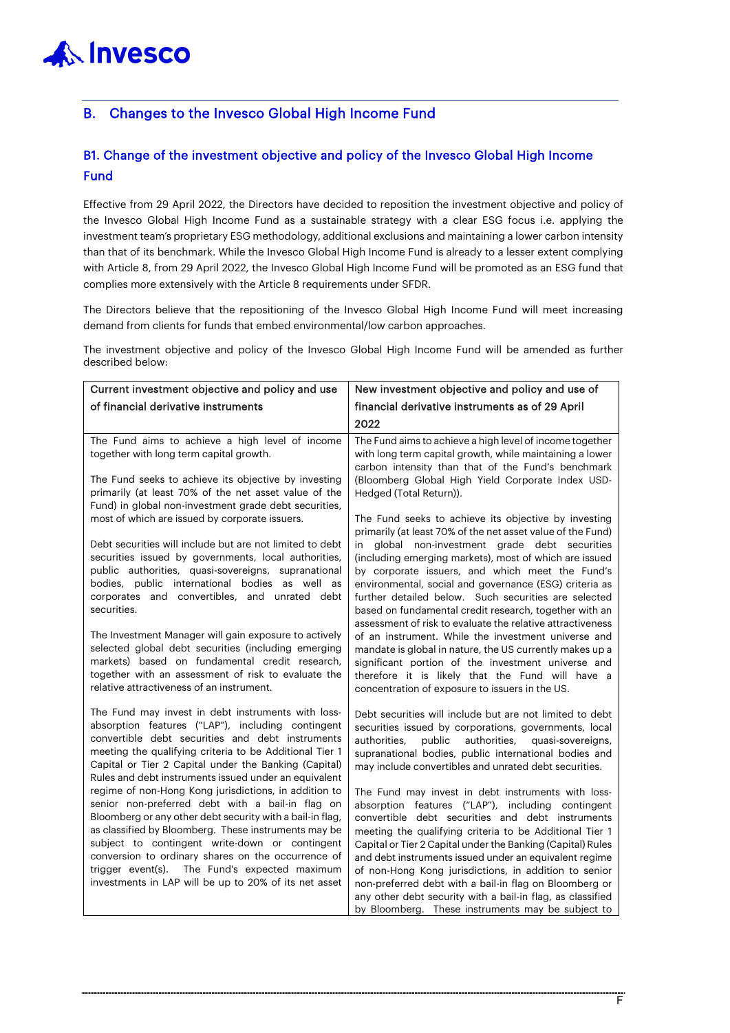## B. Changes to the Invesco Global High Income Fund

### B1. Change of the investment objective and policy of the Invesco Global High Income Fund

Effective from 29 April 2022, the Directors have decided to reposition the investment objective and policy of the Invesco Global High Income Fund as a sustainable strategy with a clear ESG focus i.e. applying the investment team's proprietary ESG methodology, additional exclusions and maintaining a lower carbon intensity than that of its benchmark. While the Invesco Global High Income Fund is already to a lesser extent complying with Article 8, from 29 April 2022, the Invesco Global High Income Fund will be promoted as an ESG fund that complies more extensively with the Article 8 requirements under SFDR.

The Directors believe that the repositioning of the Invesco Global High Income Fund will meet increasing demand from clients for funds that embed environmental/low carbon approaches.

The investment objective and policy of the Invesco Global High Income Fund will be amended as further described below:

| Current investment objective and policy and use of financial derivative instruments | New investment objective and policy and use of financial derivative instruments as of 29 April 2022 |
|---|---|
| The Fund aims to achieve a high level of income together with long term capital growth.<br><br>The Fund seeks to achieve its objective by investing primarily (at least 70% of the net asset value of the Fund) in global non-investment grade debt securities, most of which are issued by corporate issuers.<br><br>Debt securities will include but are not limited to debt securities issued by governments, local authorities, public authorities, quasi-sovereigns, supranational bodies, public international bodies as well as corporates and convertibles, and unrated debt securities.<br><br>The Investment Manager will gain exposure to actively selected global debt securities (including emerging markets) based on fundamental credit research, together with an assessment of risk to evaluate the relative attractiveness of an instrument.<br><br>The Fund may invest in debt instruments with loss-absorption features ("LAP"), including contingent convertible debt securities and debt instruments meeting the qualifying criteria to be Additional Tier 1 Capital or Tier 2 Capital under the Banking (Capital) Rules and debt instruments issued under an equivalent regime of non-Hong Kong jurisdictions, in addition to senior non-preferred debt with a bail-in flag on Bloomberg or any other debt security with a bail-in flag, as classified by Bloomberg. These instruments may be subject to contingent write-down or contingent conversion to ordinary shares on the occurrence of trigger event(s). The Fund's expected maximum investments in LAP will be up to 20% of its net asset | The Fund aims to achieve a high level of income together with long term capital growth, while maintaining a lower carbon intensity than that of the Fund's benchmark (Bloomberg Global High Yield Corporate Index USD-Hedged (Total Return)).<br><br>The Fund seeks to achieve its objective by investing primarily (at least 70% of the net asset value of the Fund) in global non-investment grade debt securities (including emerging markets), most of which are issued by corporate issuers, and which meet the Fund's environmental, social and governance (ESG) criteria as further detailed below. Such securities are selected based on fundamental credit research, together with an assessment of risk to evaluate the relative attractiveness of an instrument. While the investment universe and mandate is global in nature, the US currently makes up a significant portion of the investment universe and therefore it is likely that the Fund will have a concentration of exposure to issuers in the US.<br><br>Debt securities will include but are not limited to debt securities issued by corporations, governments, local authorities, public authorities, quasi-sovereigns, supranational bodies, public international bodies and may include convertibles and unrated debt securities.<br><br>The Fund may invest in debt instruments with loss-absorption features ("LAP"), including contingent convertible debt securities and debt instruments meeting the qualifying criteria to be Additional Tier 1 Capital or Tier 2 Capital under the Banking (Capital) Rules and debt instruments issued under an equivalent regime of non-Hong Kong jurisdictions, in addition to senior non-preferred debt with a bail-in flag on Bloomberg or any other debt security with a bail-in flag, as classified by Bloomberg. These instruments may be subject to |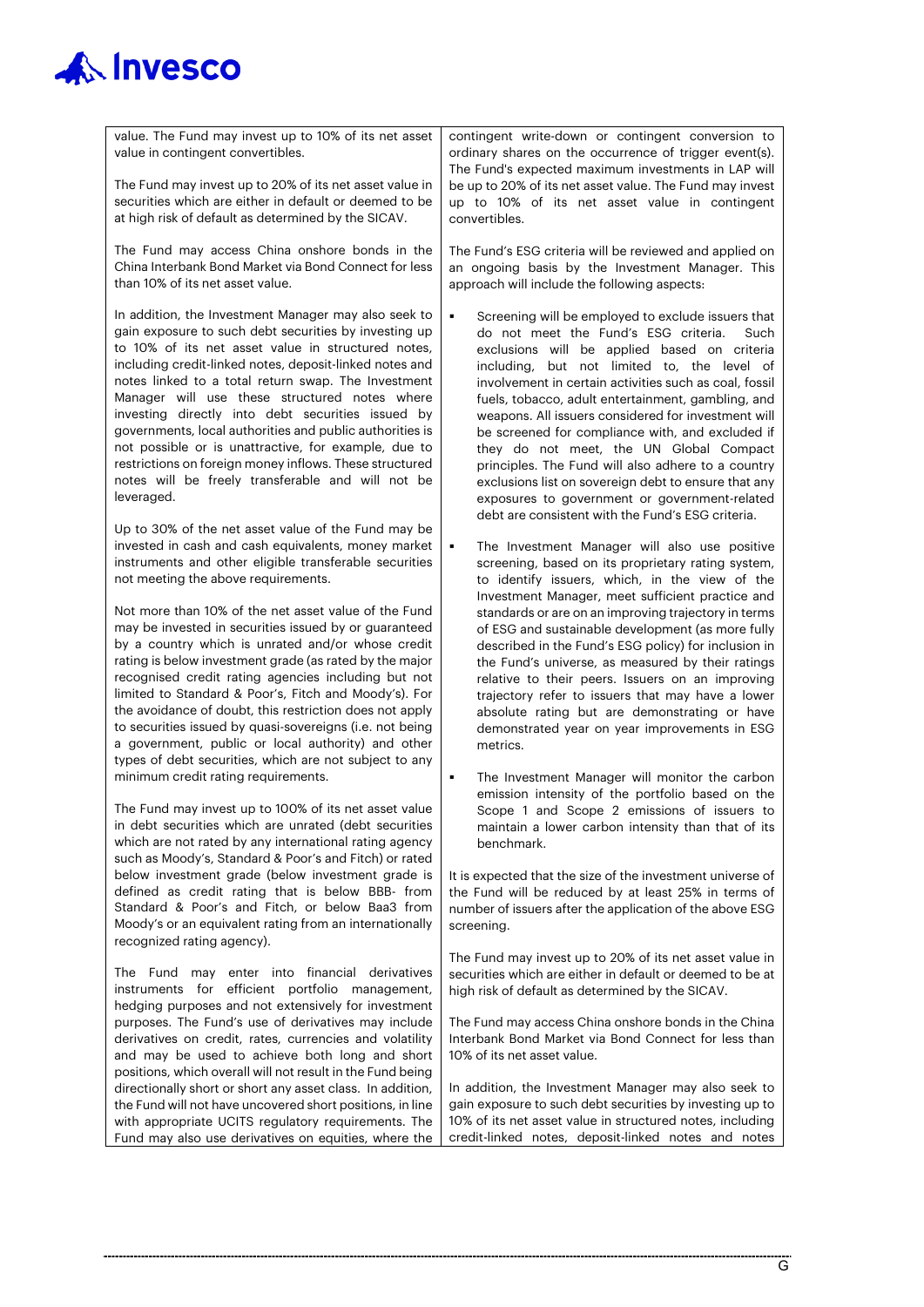| | |
|---|---|
| value. The Fund may invest up to 10% of its net asset value in contingent convertibles.<br><br>The Fund may invest up to 20% of its net asset value in securities which are either in default or deemed to be at high risk of default as determined by the SICAV.<br><br>The Fund may access China onshore bonds in the China Interbank Bond Market via Bond Connect for less than 10% of its net asset value.<br><br>In addition, the Investment Manager may also seek to gain exposure to such debt securities by investing up to 10% of its net asset value in structured notes, including credit-linked notes, deposit-linked notes and notes linked to a total return swap. The Investment Manager will use these structured notes where investing directly into debt securities issued by governments, local authorities and public authorities is not possible or is unattractive, for example, due to restrictions on foreign money inflows. These structured notes will be freely transferable and will not be leveraged.<br><br>Up to 30% of the net asset value of the Fund may be invested in cash and cash equivalents, money market instruments and other eligible transferable securities not meeting the above requirements.<br><br>Not more than 10% of the net asset value of the Fund may be invested in securities issued by or guaranteed by a country which is unrated and/or whose credit rating is below investment grade (as rated by the major recognised credit rating agencies including but not limited to Standard & Poor's, Fitch and Moody's). For the avoidance of doubt, this restriction does not apply to securities issued by quasi-sovereigns (i.e. not being a government, public or local authority) and other types of debt securities, which are not subject to any minimum credit rating requirements.<br><br>The Fund may invest up to 100% of its net asset value in debt securities which are unrated (debt securities which are not rated by any international rating agency such as Moody's, Standard & Poor's and Fitch) or rated below investment grade (below investment grade is defined as credit rating that is below BBB- from Standard & Poor's and Fitch, or below Baa3 from Moody's or an equivalent rating from an internationally recognized rating agency).<br><br>The Fund may enter into financial derivatives instruments for efficient portfolio management, hedging purposes and not extensively for investment purposes. The Fund's use of derivatives may include derivatives on credit, rates, currencies and volatility and may be used to achieve both long and short positions, which overall will not result in the Fund being directionally short or short any asset class. In addition, the Fund will not have uncovered short positions, in line with appropriate UCITS regulatory requirements. The Fund may also use derivatives on equities, where the | contingent write-down or contingent conversion to ordinary shares on the occurrence of trigger event(s). The Fund's expected maximum investments in LAP will be up to 20% of its net asset value. The Fund may invest up to 10% of its net asset value in contingent convertibles.<br><br>The Fund's ESG criteria will be reviewed and applied on an ongoing basis by the Investment Manager. This approach will include the following aspects:<br><br>▪ Screening will be employed to exclude issuers that do not meet the Fund's ESG criteria. Such exclusions will be applied based on criteria including, but not limited to, the level of involvement in certain activities such as coal, fossil fuels, tobacco, adult entertainment, gambling, and weapons. All issuers considered for investment will be screened for compliance with, and excluded if they do not meet, the UN Global Compact principles. The Fund will also adhere to a country exclusions list on sovereign debt to ensure that any exposures to government or government-related debt are consistent with the Fund's ESG criteria.<br><br>▪ The Investment Manager will also use positive screening, based on its proprietary rating system, to identify issuers, which, in the view of the Investment Manager, meet sufficient practice and standards or are on an improving trajectory in terms of ESG and sustainable development (as more fully described in the Fund's ESG policy) for inclusion in the Fund's universe, as measured by their ratings relative to their peers. Issuers on an improving trajectory refer to issuers that may have a lower absolute rating but are demonstrating or have demonstrated year on year improvements in ESG metrics.<br><br>▪ The Investment Manager will monitor the carbon emission intensity of the portfolio based on the Scope 1 and Scope 2 emissions of issuers to maintain a lower carbon intensity than that of its benchmark.<br><br>It is expected that the size of the investment universe of the Fund will be reduced by at least 25% in terms of number of issuers after the application of the above ESG screening.<br><br>The Fund may invest up to 20% of its net asset value in securities which are either in default or deemed to be at high risk of default as determined by the SICAV.<br><br>The Fund may access China onshore bonds in the China Interbank Bond Market via Bond Connect for less than 10% of its net asset value.<br><br>In addition, the Investment Manager may also seek to gain exposure to such debt securities by investing up to 10% of its net asset value in structured notes, including credit-linked notes, deposit-linked notes and notes |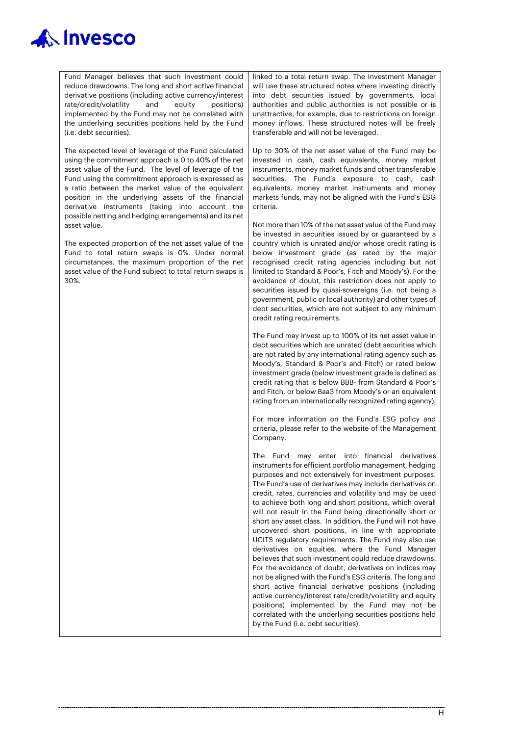| | |
|---|---|
| Fund Manager believes that such investment could reduce drawdowns. The long and short active financial derivative positions (including active currency/interest rate/credit/volatility and equity positions) implemented by the Fund may not be correlated with the underlying securities positions held by the Fund (i.e. debt securities).<br><br>The expected level of leverage of the Fund calculated using the commitment approach is 0 to 40% of the net asset value of the Fund. The level of leverage of the Fund using the commitment approach is expressed as a ratio between the market value of the equivalent position in the underlying assets of the financial derivative instruments (taking into account the possible netting and hedging arrangements) and its net asset value.<br><br>The expected proportion of the net asset value of the Fund to total return swaps is 0%. Under normal circumstances, the maximum proportion of the net asset value of the Fund subject to total return swaps is 30%. | linked to a total return swap. The Investment Manager will use these structured notes where investing directly into debt securities issued by governments, local authorities and public authorities is not possible or is unattractive, for example, due to restrictions on foreign money inflows. These structured notes will be freely transferable and will not be leveraged.<br><br>Up to 30% of the net asset value of the Fund may be invested in cash, cash equivalents, money market instruments, money market funds and other transferable securities. The Fund's exposure to cash, cash equivalents, money market instruments and money markets funds, may not be aligned with the Fund's ESG criteria.<br><br>Not more than 10% of the net asset value of the Fund may be invested in securities issued by or guaranteed by a country which is unrated and/or whose credit rating is below investment grade (as rated by the major recognised credit rating agencies including but not limited to Standard & Poor's, Fitch and Moody's). For the avoidance of doubt, this restriction does not apply to securities issued by quasi-sovereigns (i.e. not being a government, public or local authority) and other types of debt securities, which are not subject to any minimum credit rating requirements.<br><br>The Fund may invest up to 100% of its net asset value in debt securities which are unrated (debt securities which are not rated by any international rating agency such as Moody's, Standard & Poor's and Fitch) or rated below investment grade (below investment grade is defined as credit rating that is below BBB- from Standard & Poor's and Fitch, or below Baa3 from Moody's or an equivalent rating from an internationally recognized rating agency).<br><br>For more information on the Fund's ESG policy and criteria, please refer to the website of the Management Company.<br><br>The Fund may enter into financial derivatives instruments for efficient portfolio management, hedging purposes and not extensively for investment purposes. The Fund's use of derivatives may include derivatives on credit, rates, currencies and volatility and may be used to achieve both long and short positions, which overall will not result in the Fund being directionally short or short any asset class. In addition, the Fund will not have uncovered short positions, in line with appropriate UCITS regulatory requirements. The Fund may also use derivatives on equities, where the Fund Manager believes that such investment could reduce drawdowns. For the avoidance of doubt, derivatives on indices may not be aligned with the Fund's ESG criteria. The long and short active financial derivative positions (including active currency/interest rate/credit/volatility and equity positions) implemented by the Fund may not be correlated with the underlying securities positions held by the Fund (i.e. debt securities). |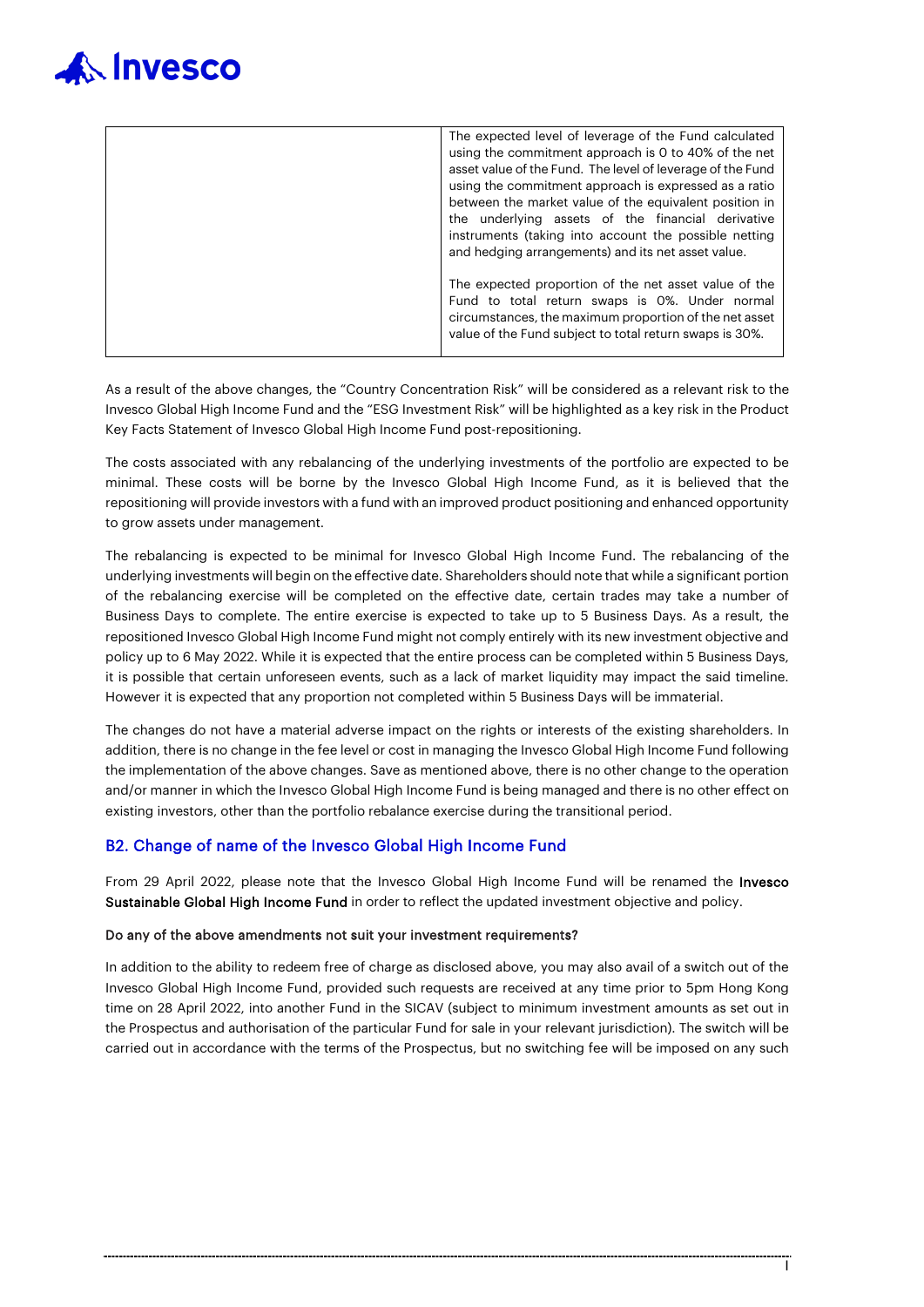| | |
|---|---|
| | The expected level of leverage of the Fund calculated using the commitment approach is 0 to 40% of the net asset value of the Fund. The level of leverage of the Fund using the commitment approach is expressed as a ratio between the market value of the equivalent position in the underlying assets of the financial derivative instruments (taking into account the possible netting and hedging arrangements) and its net asset value.<br><br>The expected proportion of the net asset value of the Fund to total return swaps is 0%. Under normal circumstances, the maximum proportion of the net asset value of the Fund subject to total return swaps is 30%. |

As a result of the above changes, the "Country Concentration Risk" will be considered as a relevant risk to the Invesco Global High Income Fund and the "ESG Investment Risk" will be highlighted as a key risk in the Product Key Facts Statement of Invesco Global High Income Fund post-repositioning.

The costs associated with any rebalancing of the underlying investments of the portfolio are expected to be minimal. These costs will be borne by the Invesco Global High Income Fund, as it is believed that the repositioning will provide investors with a fund with an improved product positioning and enhanced opportunity to grow assets under management.

The rebalancing is expected to be minimal for Invesco Global High Income Fund. The rebalancing of the underlying investments will begin on the effective date. Shareholders should note that while a significant portion of the rebalancing exercise will be completed on the effective date, certain trades may take a number of Business Days to complete. The entire exercise is expected to take up to 5 Business Days. As a result, the repositioned Invesco Global High Income Fund might not comply entirely with its new investment objective and policy up to 6 May 2022. While it is expected that the entire process can be completed within 5 Business Days, it is possible that certain unforeseen events, such as a lack of market liquidity may impact the said timeline. However it is expected that any proportion not completed within 5 Business Days will be immaterial.

The changes do not have a material adverse impact on the rights or interests of the existing shareholders. In addition, there is no change in the fee level or cost in managing the Invesco Global High Income Fund following the implementation of the above changes. Save as mentioned above, there is no other change to the operation and/or manner in which the Invesco Global High Income Fund is being managed and there is no other effect on existing investors, other than the portfolio rebalance exercise during the transitional period.

## B2. Change of name of the Invesco Global High Income Fund

From 29 April 2022, please note that the Invesco Global High Income Fund will be renamed the **Invesco Sustainable Global High Income Fund** in order to reflect the updated investment objective and policy.

**Do any of the above amendments not suit your investment requirements?**

In addition to the ability to redeem free of charge as disclosed above, you may also avail of a switch out of the Invesco Global High Income Fund, provided such requests are received at any time prior to 5pm Hong Kong time on 28 April 2022, into another Fund in the SICAV (subject to minimum investment amounts as set out in the Prospectus and authorisation of the particular Fund for sale in your relevant jurisdiction). The switch will be carried out in accordance with the terms of the Prospectus, but no switching fee will be imposed on any such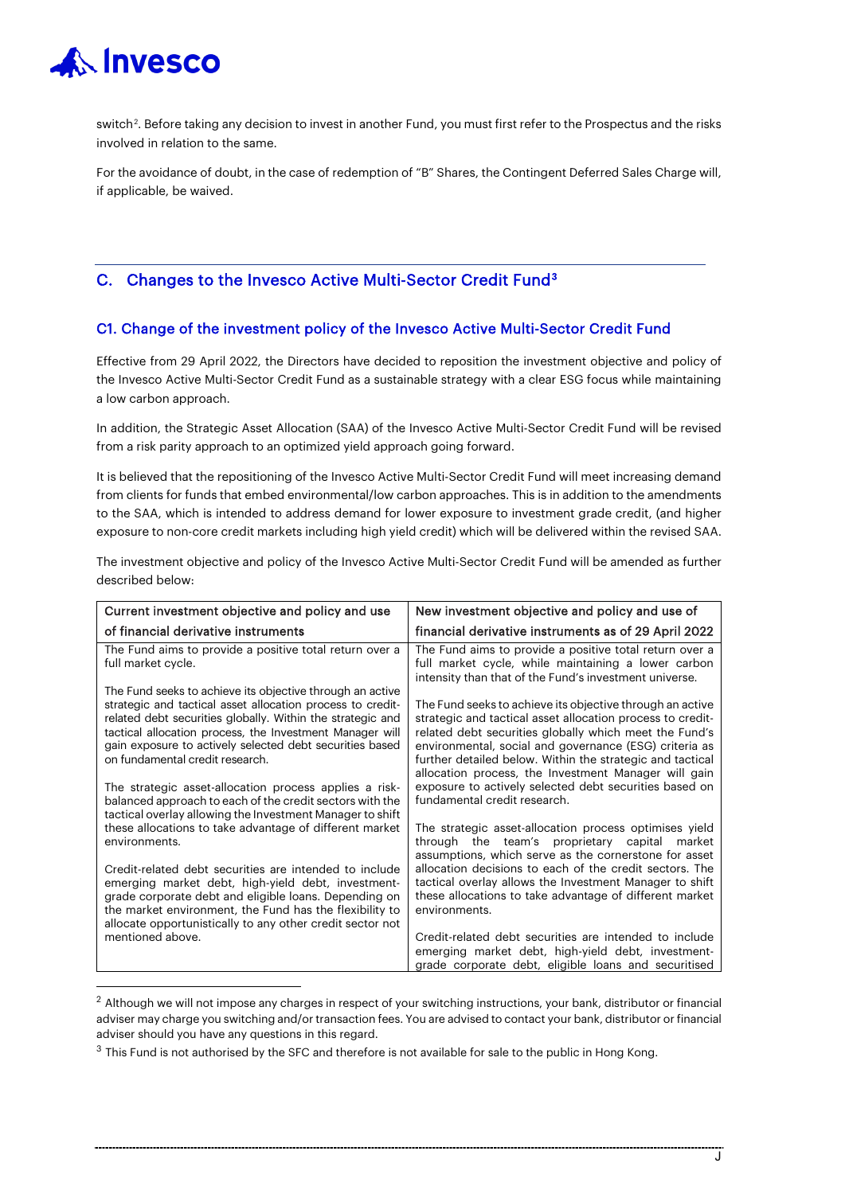switch[2]. Before taking any decision to invest in another Fund, you must first refer to the Prospectus and the risks involved in relation to the same.

For the avoidance of doubt, in the case of redemption of "B" Shares, the Contingent Deferred Sales Charge will, if applicable, be waived.

## C. Changes to the Invesco Active Multi-Sector Credit Fund[3]

### C1. Change of the investment policy of the Invesco Active Multi-Sector Credit Fund

Effective from 29 April 2022, the Directors have decided to reposition the investment objective and policy of the Invesco Active Multi-Sector Credit Fund as a sustainable strategy with a clear ESG focus while maintaining a low carbon approach.

In addition, the Strategic Asset Allocation (SAA) of the Invesco Active Multi-Sector Credit Fund will be revised from a risk parity approach to an optimized yield approach going forward.

It is believed that the repositioning of the Invesco Active Multi-Sector Credit Fund will meet increasing demand from clients for funds that embed environmental/low carbon approaches. This is in addition to the amendments to the SAA, which is intended to address demand for lower exposure to investment grade credit, (and higher exposure to non-core credit markets including high yield credit) which will be delivered within the revised SAA.

The investment objective and policy of the Invesco Active Multi-Sector Credit Fund will be amended as further described below:

| Current investment objective and policy and use of financial derivative instruments | New investment objective and policy and use of financial derivative instruments as of 29 April 2022 |
|---|---|
| The Fund aims to provide a positive total return over a full market cycle.<br><br>The Fund seeks to achieve its objective through an active strategic and tactical asset allocation process to credit-related debt securities globally. Within the strategic and tactical allocation process, the Investment Manager will gain exposure to actively selected debt securities based on fundamental credit research.<br><br>The strategic asset-allocation process applies a risk-balanced approach to each of the credit sectors with the tactical overlay allowing the Investment Manager to shift these allocations to take advantage of different market environments.<br><br>Credit-related debt securities are intended to include emerging market debt, high-yield debt, investment-grade corporate debt and eligible loans. Depending on the market environment, the Fund has the flexibility to allocate opportunistically to any other credit sector not mentioned above. | The Fund aims to provide a positive total return over a full market cycle, while maintaining a lower carbon intensity than that of the Fund's investment universe.<br><br>The Fund seeks to achieve its objective through an active strategic and tactical asset allocation process to credit-related debt securities globally which meet the Fund's environmental, social and governance (ESG) criteria as further detailed below. Within the strategic and tactical allocation process, the Investment Manager will gain exposure to actively selected debt securities based on fundamental credit research.<br><br>The strategic asset-allocation process optimises yield through the team's proprietary capital market assumptions, which serve as the cornerstone for asset allocation decisions to each of the credit sectors. The tactical overlay allows the Investment Manager to shift these allocations to take advantage of different market environments.<br><br>Credit-related debt securities are intended to include emerging market debt, high-yield debt, investment-grade corporate debt, eligible loans and securitised |

[2] Although we will not impose any charges in respect of your switching instructions, your bank, distributor or financial adviser may charge you switching and/or transaction fees. You are advised to contact your bank, distributor or financial adviser should you have any questions in this regard.

[3] This Fund is not authorised by the SFC and therefore is not available for sale to the public in Hong Kong.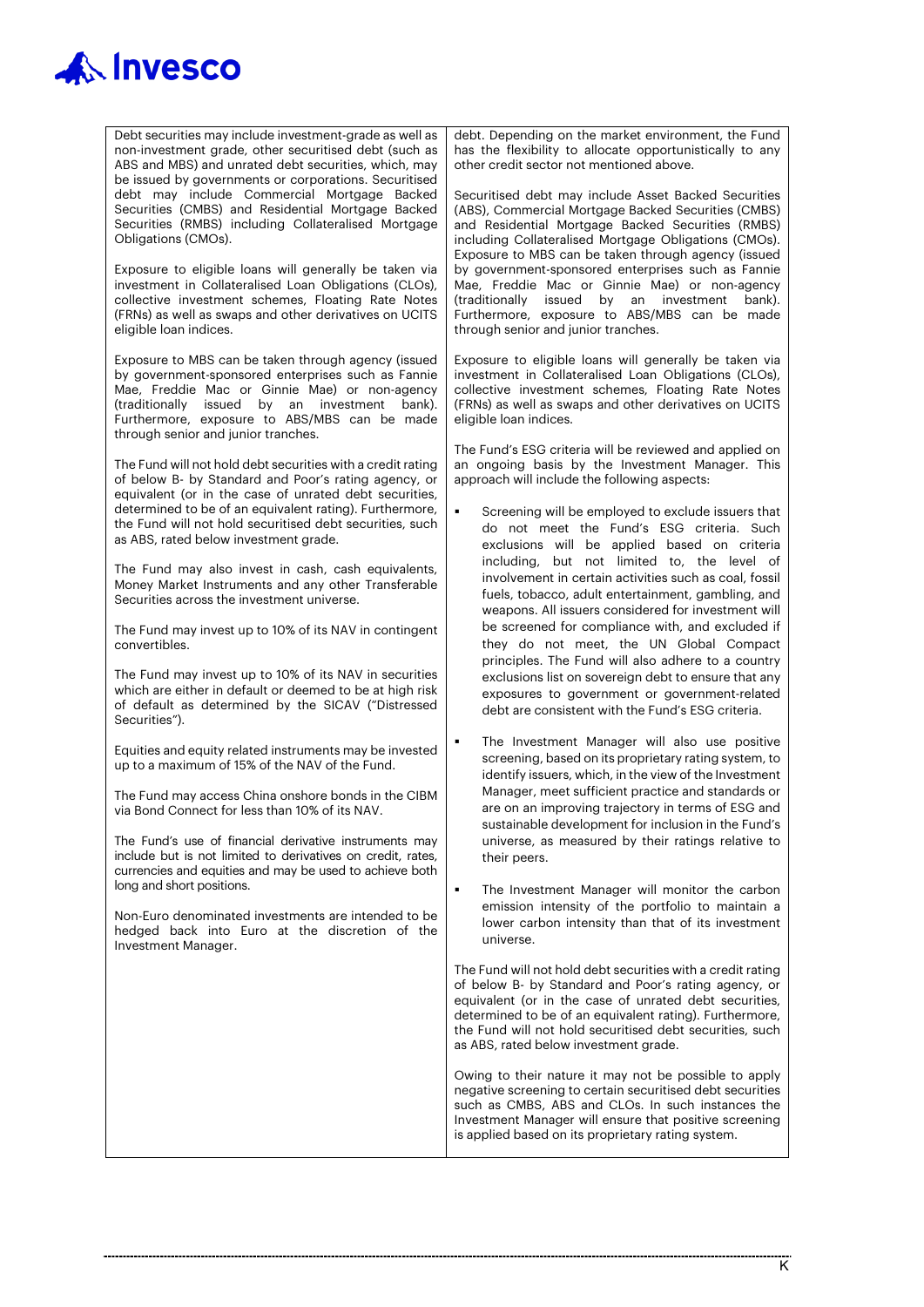| | |
|---|---|
| Debt securities may include investment-grade as well as non-investment grade, other securitised debt (such as ABS and MBS) and unrated debt securities, which, may be issued by governments or corporations. Securitised debt may include Commercial Mortgage Backed Securities (CMBS) and Residential Mortgage Backed Securities (RMBS) including Collateralised Mortgage Obligations (CMOs).<br><br>Exposure to eligible loans will generally be taken via investment in Collateralised Loan Obligations (CLOs), collective investment schemes, Floating Rate Notes (FRNs) as well as swaps and other derivatives on UCITS eligible loan indices.<br><br>Exposure to MBS can be taken through agency (issued by government-sponsored enterprises such as Fannie Mae, Freddie Mac or Ginnie Mae) or non-agency (traditionally issued by an investment bank). Furthermore, exposure to ABS/MBS can be made through senior and junior tranches.<br><br>The Fund will not hold debt securities with a credit rating of below B- by Standard and Poor's rating agency, or equivalent (or in the case of unrated debt securities, determined to be of an equivalent rating). Furthermore, the Fund will not hold securitised debt securities, such as ABS, rated below investment grade.<br><br>The Fund may also invest in cash, cash equivalents, Money Market Instruments and any other Transferable Securities across the investment universe.<br><br>The Fund may invest up to 10% of its NAV in contingent convertibles.<br><br>The Fund may invest up to 10% of its NAV in securities which are either in default or deemed to be at high risk of default as determined by the SICAV ("Distressed Securities").<br><br>Equities and equity related instruments may be invested up to a maximum of 15% of the NAV of the Fund.<br><br>The Fund may access China onshore bonds in the CIBM via Bond Connect for less than 10% of its NAV.<br><br>The Fund's use of financial derivative instruments may include but is not limited to derivatives on credit, rates, currencies and equities and may be used to achieve both long and short positions.<br><br>Non-Euro denominated investments are intended to be hedged back into Euro at the discretion of the Investment Manager. | debt. Depending on the market environment, the Fund has the flexibility to allocate opportunistically to any other credit sector not mentioned above.<br><br>Securitised debt may include Asset Backed Securities (ABS), Commercial Mortgage Backed Securities (CMBS) and Residential Mortgage Backed Securities (RMBS) including Collateralised Mortgage Obligations (CMOs). Exposure to MBS can be taken through agency (issued by government-sponsored enterprises such as Fannie Mae, Freddie Mac or Ginnie Mae) or non-agency (traditionally issued by an investment bank). Furthermore, exposure to ABS/MBS can be made through senior and junior tranches.<br><br>Exposure to eligible loans will generally be taken via investment in Collateralised Loan Obligations (CLOs), collective investment schemes, Floating Rate Notes (FRNs) as well as swaps and other derivatives on UCITS eligible loan indices.<br><br>The Fund's ESG criteria will be reviewed and applied on an ongoing basis by the Investment Manager. This approach will include the following aspects:<br><br>▪ Screening will be employed to exclude issuers that do not meet the Fund's ESG criteria. Such exclusions will be applied based on criteria including, but not limited to, the level of involvement in certain activities such as coal, fossil fuels, tobacco, adult entertainment, gambling, and weapons. All issuers considered for investment will be screened for compliance with, and excluded if they do not meet, the UN Global Compact principles. The Fund will also adhere to a country exclusions list on sovereign debt to ensure that any exposures to government or government-related debt are consistent with the Fund's ESG criteria.<br><br>▪ The Investment Manager will also use positive screening, based on its proprietary rating system, to identify issuers, which, in the view of the Investment Manager, meet sufficient practice and standards or are on an improving trajectory in terms of ESG and sustainable development for inclusion in the Fund's universe, as measured by their ratings relative to their peers.<br><br>▪ The Investment Manager will monitor the carbon emission intensity of the portfolio to maintain a lower carbon intensity than that of its investment universe.<br><br>The Fund will not hold debt securities with a credit rating of below B- by Standard and Poor's rating agency, or equivalent (or in the case of unrated debt securities, determined to be of an equivalent rating). Furthermore, the Fund will not hold securitised debt securities, such as ABS, rated below investment grade.<br><br>Owing to their nature it may not be possible to apply negative screening to certain securitised debt securities such as CMBS, ABS and CLOs. In such instances the Investment Manager will ensure that positive screening is applied based on its proprietary rating system. |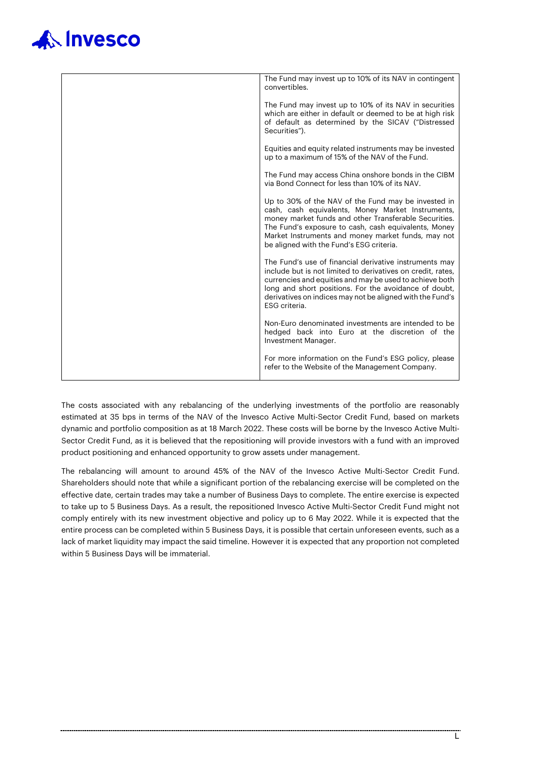| | |
|---|---|
| | The Fund may invest up to 10% of its NAV in contingent convertibles.<br><br>The Fund may invest up to 10% of its NAV in securities which are either in default or deemed to be at high risk of default as determined by the SICAV ("Distressed Securities").<br><br>Equities and equity related instruments may be invested up to a maximum of 15% of the NAV of the Fund.<br><br>The Fund may access China onshore bonds in the CIBM via Bond Connect for less than 10% of its NAV.<br><br>Up to 30% of the NAV of the Fund may be invested in cash, cash equivalents, Money Market Instruments, money market funds and other Transferable Securities. The Fund's exposure to cash, cash equivalents, Money Market Instruments and money market funds, may not be aligned with the Fund's ESG criteria.<br><br>The Fund's use of financial derivative instruments may include but is not limited to derivatives on credit, rates, currencies and equities and may be used to achieve both long and short positions. For the avoidance of doubt, derivatives on indices may not be aligned with the Fund's ESG criteria.<br><br>Non-Euro denominated investments are intended to be hedged back into Euro at the discretion of the Investment Manager.<br><br>For more information on the Fund's ESG policy, please refer to the Website of the Management Company. |

The costs associated with any rebalancing of the underlying investments of the portfolio are reasonably estimated at 35 bps in terms of the NAV of the Invesco Active Multi-Sector Credit Fund, based on markets dynamic and portfolio composition as at 18 March 2022. These costs will be borne by the Invesco Active Multi-Sector Credit Fund, as it is believed that the repositioning will provide investors with a fund with an improved product positioning and enhanced opportunity to grow assets under management.

The rebalancing will amount to around 45% of the NAV of the Invesco Active Multi-Sector Credit Fund. Shareholders should note that while a significant portion of the rebalancing exercise will be completed on the effective date, certain trades may take a number of Business Days to complete. The entire exercise is expected to take up to 5 Business Days. As a result, the repositioned Invesco Active Multi-Sector Credit Fund might not comply entirely with its new investment objective and policy up to 6 May 2022. While it is expected that the entire process can be completed within 5 Business Days, it is possible that certain unforeseen events, such as a lack of market liquidity may impact the said timeline. However it is expected that any proportion not completed within 5 Business Days will be immaterial.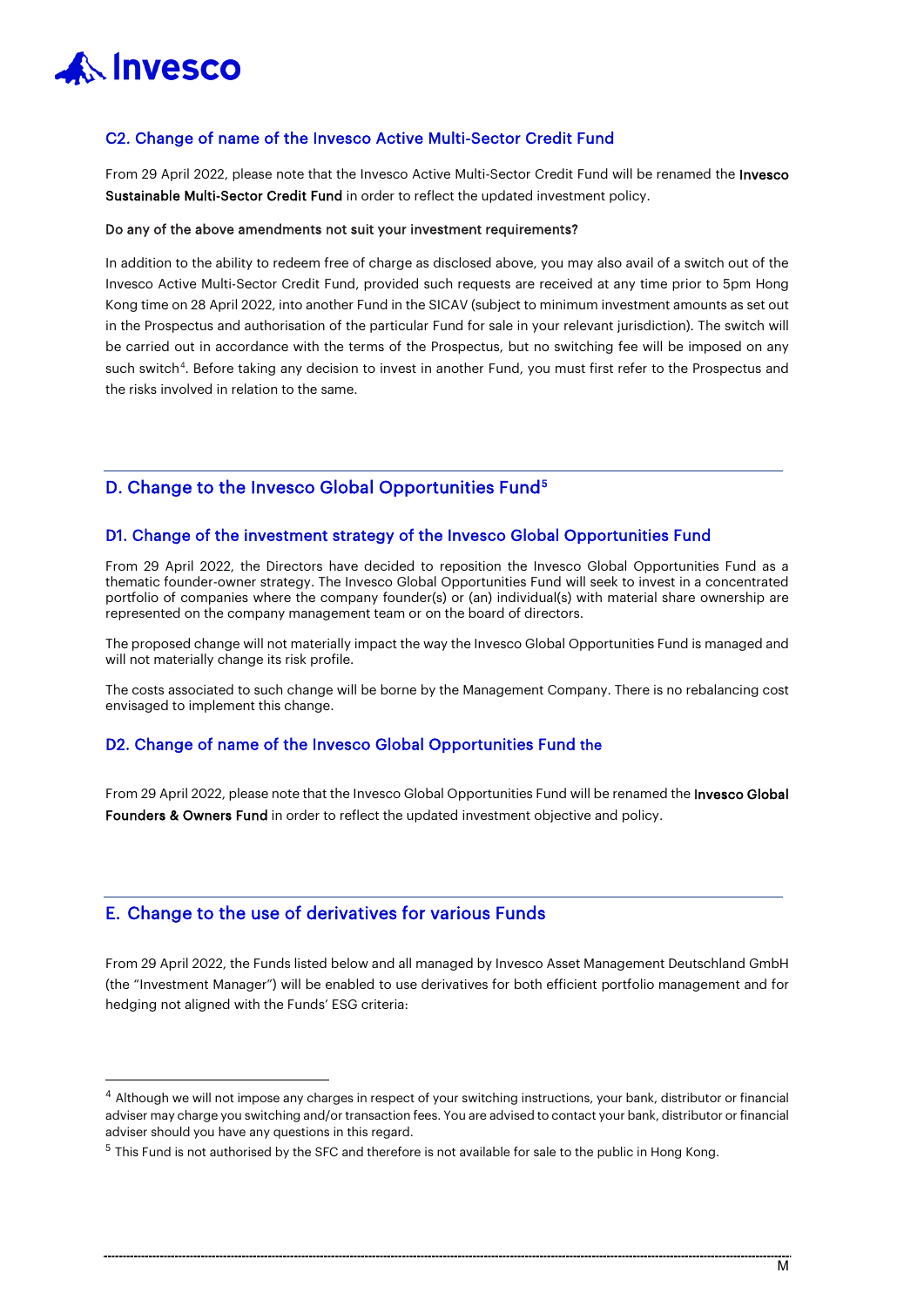### C2. Change of name of the Invesco Active Multi-Sector Credit Fund

From 29 April 2022, please note that the Invesco Active Multi-Sector Credit Fund will be renamed the **Invesco Sustainable Multi-Sector Credit Fund** in order to reflect the updated investment policy.

**Do any of the above amendments not suit your investment requirements?**

In addition to the ability to redeem free of charge as disclosed above, you may also avail of a switch out of the Invesco Active Multi-Sector Credit Fund, provided such requests are received at any time prior to 5pm Hong Kong time on 28 April 2022, into another Fund in the SICAV (subject to minimum investment amounts as set out in the Prospectus and authorisation of the particular Fund for sale in your relevant jurisdiction). The switch will be carried out in accordance with the terms of the Prospectus, but no switching fee will be imposed on any such switch[4]. Before taking any decision to invest in another Fund, you must first refer to the Prospectus and the risks involved in relation to the same.

## D. Change to the Invesco Global Opportunities Fund[5]

### D1. Change of the investment strategy of the Invesco Global Opportunities Fund

From 29 April 2022, the Directors have decided to reposition the Invesco Global Opportunities Fund as a thematic founder-owner strategy. The Invesco Global Opportunities Fund will seek to invest in a concentrated portfolio of companies where the company founder(s) or (an) individual(s) with material share ownership are represented on the company management team or on the board of directors.

The proposed change will not materially impact the way the Invesco Global Opportunities Fund is managed and will not materially change its risk profile.

The costs associated to such change will be borne by the Management Company. There is no rebalancing cost envisaged to implement this change.

### D2. Change of name of the Invesco Global Opportunities Fund the

From 29 April 2022, please note that the Invesco Global Opportunities Fund will be renamed the **Invesco Global Founders & Owners Fund** in order to reflect the updated investment objective and policy.

## E. Change to the use of derivatives for various Funds

From 29 April 2022, the Funds listed below and all managed by Invesco Asset Management Deutschland GmbH (the "Investment Manager") will be enabled to use derivatives for both efficient portfolio management and for hedging not aligned with the Funds' ESG criteria:

---

[4] Although we will not impose any charges in respect of your switching instructions, your bank, distributor or financial adviser may charge you switching and/or transaction fees. You are advised to contact your bank, distributor or financial adviser should you have any questions in this regard.

[5] This Fund is not authorised by the SFC and therefore is not available for sale to the public in Hong Kong.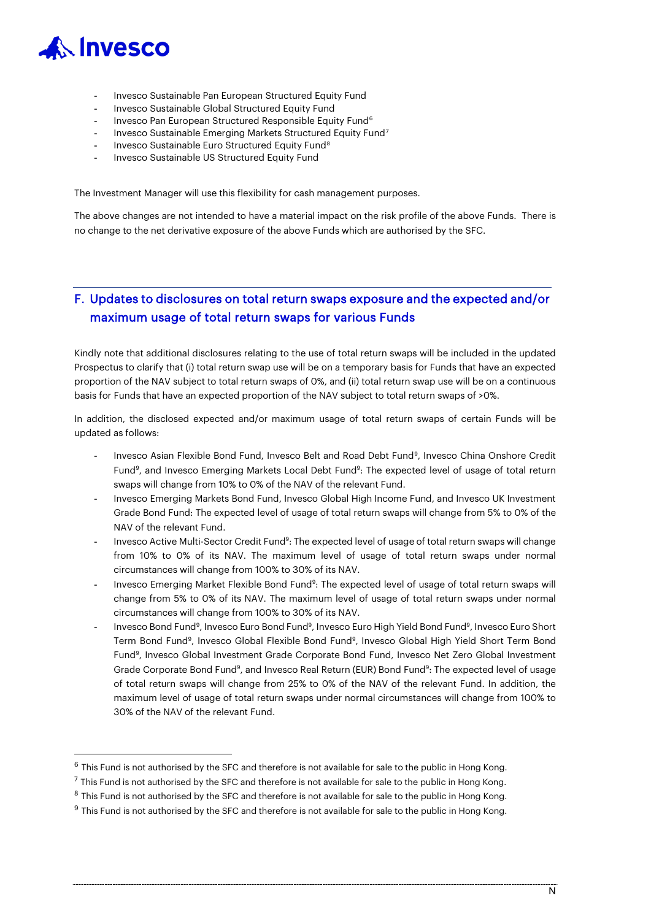- Invesco Sustainable Pan European Structured Equity Fund
- Invesco Sustainable Global Structured Equity Fund
- Invesco Pan European Structured Responsible Equity Fund[6]
- Invesco Sustainable Emerging Markets Structured Equity Fund[7]
- Invesco Sustainable Euro Structured Equity Fund[8]
- Invesco Sustainable US Structured Equity Fund

The Investment Manager will use this flexibility for cash management purposes.

The above changes are not intended to have a material impact on the risk profile of the above Funds. There is no change to the net derivative exposure of the above Funds which are authorised by the SFC.

## F. Updates to disclosures on total return swaps exposure and the expected and/or maximum usage of total return swaps for various Funds

Kindly note that additional disclosures relating to the use of total return swaps will be included in the updated Prospectus to clarify that (i) total return swap use will be on a temporary basis for Funds that have an expected proportion of the NAV subject to total return swaps of 0%, and (ii) total return swap use will be on a continuous basis for Funds that have an expected proportion of the NAV subject to total return swaps of >0%.

In addition, the disclosed expected and/or maximum usage of total return swaps of certain Funds will be updated as follows:

- Invesco Asian Flexible Bond Fund, Invesco Belt and Road Debt Fund[9], Invesco China Onshore Credit Fund[9], and Invesco Emerging Markets Local Debt Fund[9]: The expected level of usage of total return swaps will change from 10% to 0% of the NAV of the relevant Fund.
- Invesco Emerging Markets Bond Fund, Invesco Global High Income Fund, and Invesco UK Investment Grade Bond Fund: The expected level of usage of total return swaps will change from 5% to 0% of the NAV of the relevant Fund.
- Invesco Active Multi-Sector Credit Fund[9]: The expected level of usage of total return swaps will change from 10% to 0% of its NAV. The maximum level of usage of total return swaps under normal circumstances will change from 100% to 30% of its NAV.
- Invesco Emerging Market Flexible Bond Fund[9]: The expected level of usage of total return swaps will change from 5% to 0% of its NAV. The maximum level of usage of total return swaps under normal circumstances will change from 100% to 30% of its NAV.
- Invesco Bond Fund[9], Invesco Euro Bond Fund[9], Invesco Euro High Yield Bond Fund[9], Invesco Euro Short Term Bond Fund[9], Invesco Global Flexible Bond Fund[9], Invesco Global High Yield Short Term Bond Fund[9], Invesco Global Investment Grade Corporate Bond Fund, Invesco Net Zero Global Investment Grade Corporate Bond Fund[9], and Invesco Real Return (EUR) Bond Fund[9]: The expected level of usage of total return swaps will change from 25% to 0% of the NAV of the relevant Fund. In addition, the maximum level of usage of total return swaps under normal circumstances will change from 100% to 30% of the NAV of the relevant Fund.

---

[6] This Fund is not authorised by the SFC and therefore is not available for sale to the public in Hong Kong.

[7] This Fund is not authorised by the SFC and therefore is not available for sale to the public in Hong Kong.

[8] This Fund is not authorised by the SFC and therefore is not available for sale to the public in Hong Kong.

[9] This Fund is not authorised by the SFC and therefore is not available for sale to the public in Hong Kong.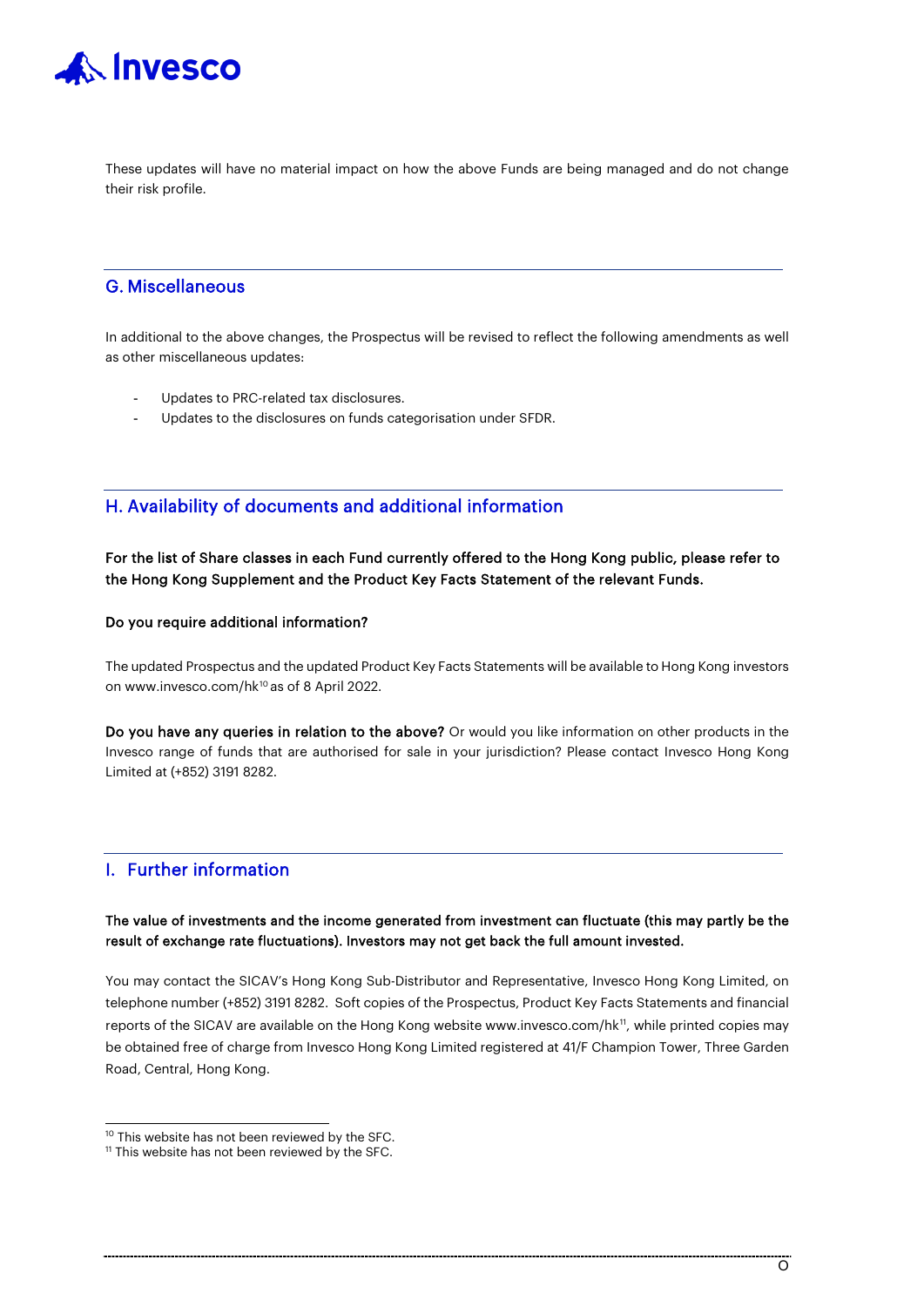These updates will have no material impact on how the above Funds are being managed and do not change their risk profile.

## G. Miscellaneous

In additional to the above changes, the Prospectus will be revised to reflect the following amendments as well as other miscellaneous updates:

- Updates to PRC-related tax disclosures.
- Updates to the disclosures on funds categorisation under SFDR.

## H. Availability of documents and additional information

**For the list of Share classes in each Fund currently offered to the Hong Kong public, please refer to the Hong Kong Supplement and the Product Key Facts Statement of the relevant Funds.**

**Do you require additional information?**

The updated Prospectus and the updated Product Key Facts Statements will be available to Hong Kong investors on www.invesco.com/hk[10] as of 8 April 2022.

**Do you have any queries in relation to the above?** Or would you like information on other products in the Invesco range of funds that are authorised for sale in your jurisdiction? Please contact Invesco Hong Kong Limited at (+852) 3191 8282.

## I. Further information

**The value of investments and the income generated from investment can fluctuate (this may partly be the result of exchange rate fluctuations). Investors may not get back the full amount invested.**

You may contact the SICAV's Hong Kong Sub-Distributor and Representative, Invesco Hong Kong Limited, on telephone number (+852) 3191 8282. Soft copies of the Prospectus, Product Key Facts Statements and financial reports of the SICAV are available on the Hong Kong website www.invesco.com/hk[11], while printed copies may be obtained free of charge from Invesco Hong Kong Limited registered at 41/F Champion Tower, Three Garden Road, Central, Hong Kong.

[10] This website has not been reviewed by the SFC.
[11] This website has not been reviewed by the SFC.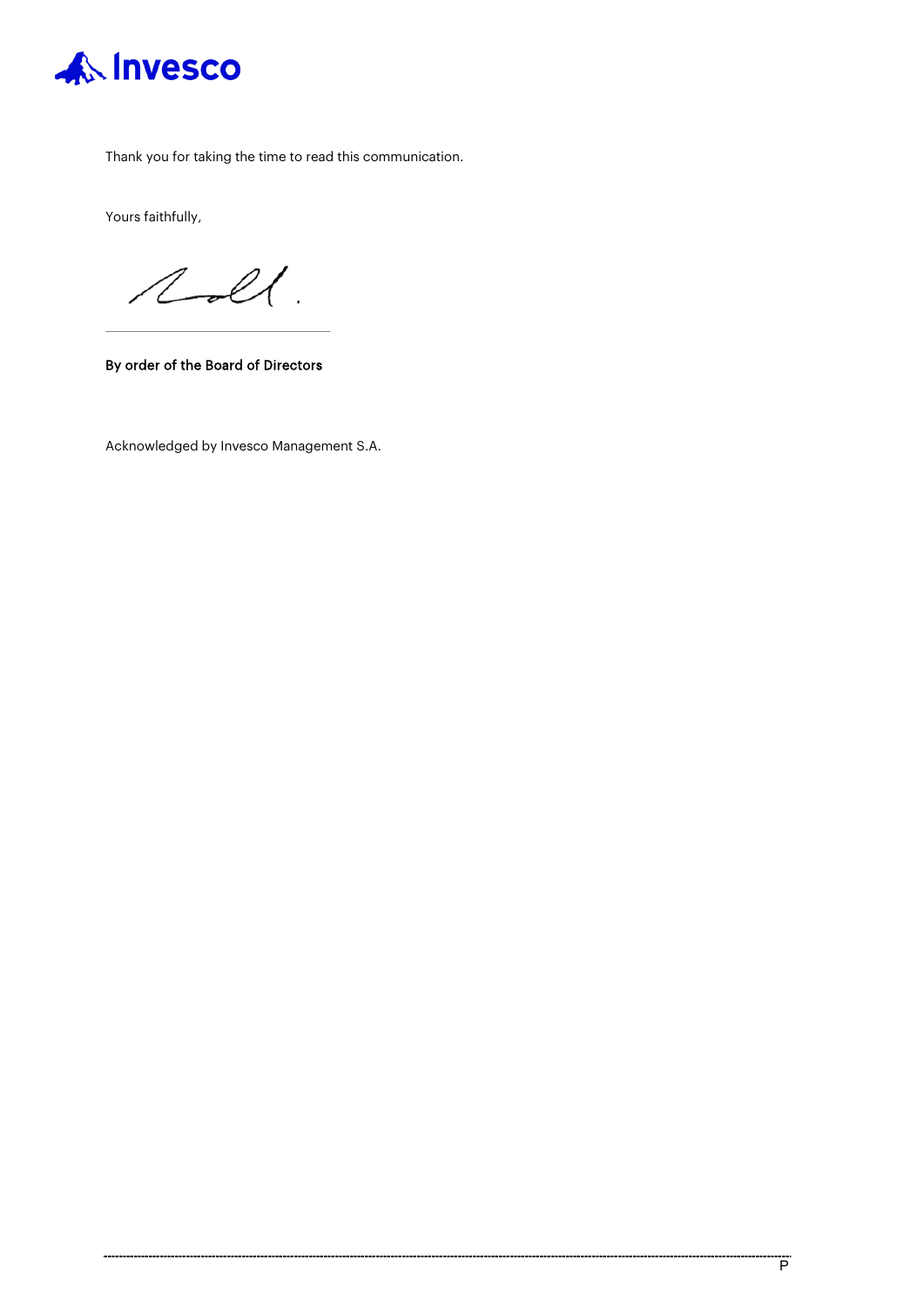Thank you for taking the time to read this communication.

Yours faithfully,

By order of the Board of Directors

Acknowledged by Invesco Management S.A.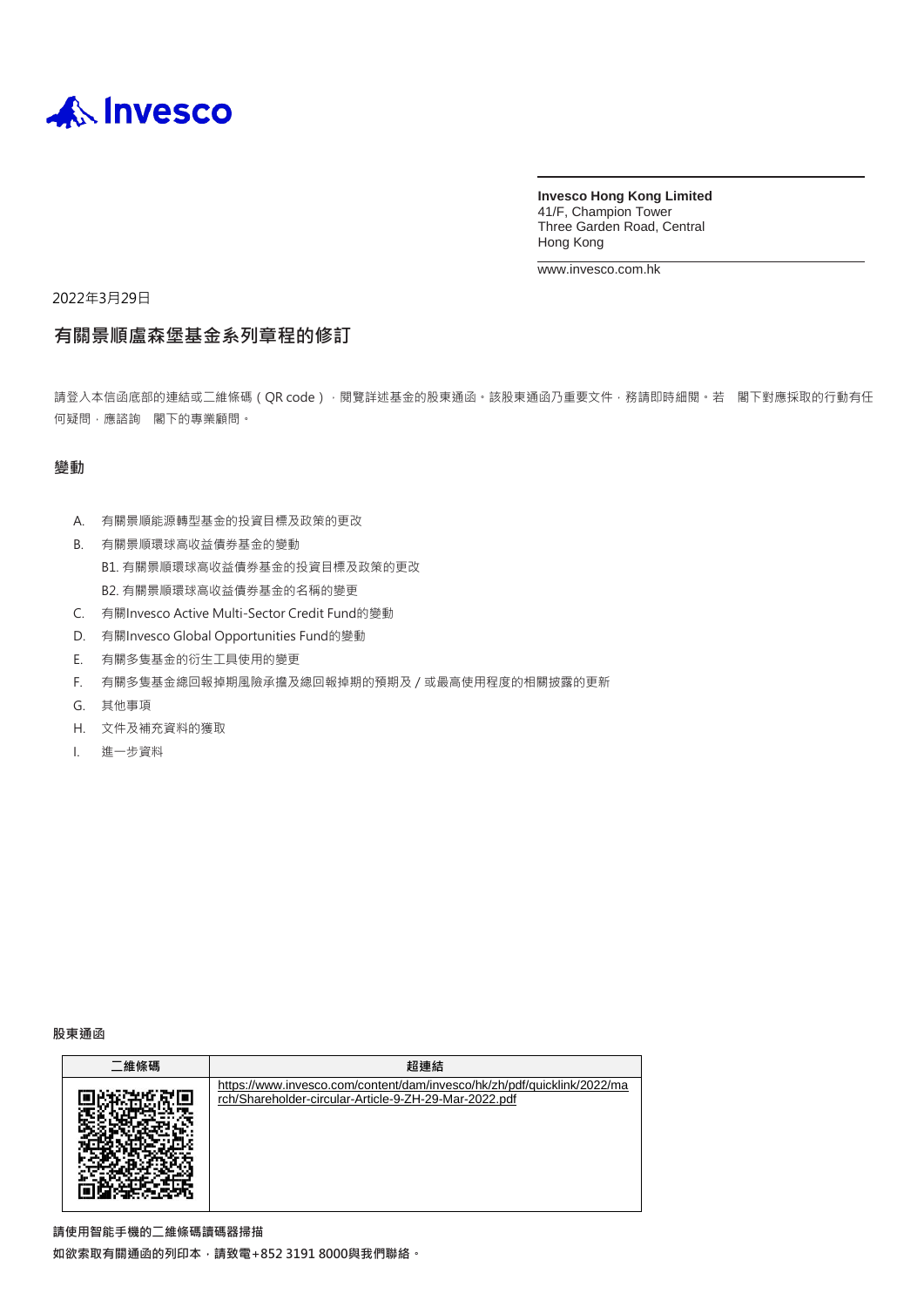Invesco

**Invesco Hong Kong Limited**
41/F, Champion Tower
Three Garden Road, Central
Hong Kong

www.invesco.com.hk

2022年3月29日

## 有關景順盧森堡基金系列章程的修訂

請登入本信函底部的連結或二維條碼（QR code），閱覽詳述基金的股東通函。該股東通函乃重要文件，務請即時細閱。若　閣下對應採取的行動有任何疑問，應諮詢　閣下的專業顧問。

### 變動

A. 有關景順能源轉型基金的投資目標及政策的更改
B. 有關景順環球高收益債券基金的變動
   B1. 有關景順環球高收益債券基金的投資目標及政策的更改
   B2. 有關景順環球高收益債券基金的名稱的變更
C. 有關Invesco Active Multi-Sector Credit Fund的變動
D. 有關Invesco Global Opportunities Fund的變動
E. 有關多隻基金的衍生工具使用的變更
F. 有關多隻基金總回報掉期風險承擔及總回報掉期的預期及／或最高使用程度的相關披露的更新
G. 其他事項
H. 文件及補充資料的獲取
I. 進一步資料

**股東通函**

| 二維條碼 | 超連結 |
|---|---|
| | https://www.invesco.com/content/dam/invesco/hk/zh/pdf/quicklink/2022/march/Shareholder-circular-Article-9-ZH-29-Mar-2022.pdf |

**請使用智能手機的二維條碼讀碼器掃描**

**如欲索取有關通函的列印本，請致電+852 3191 8000與我們聯絡。**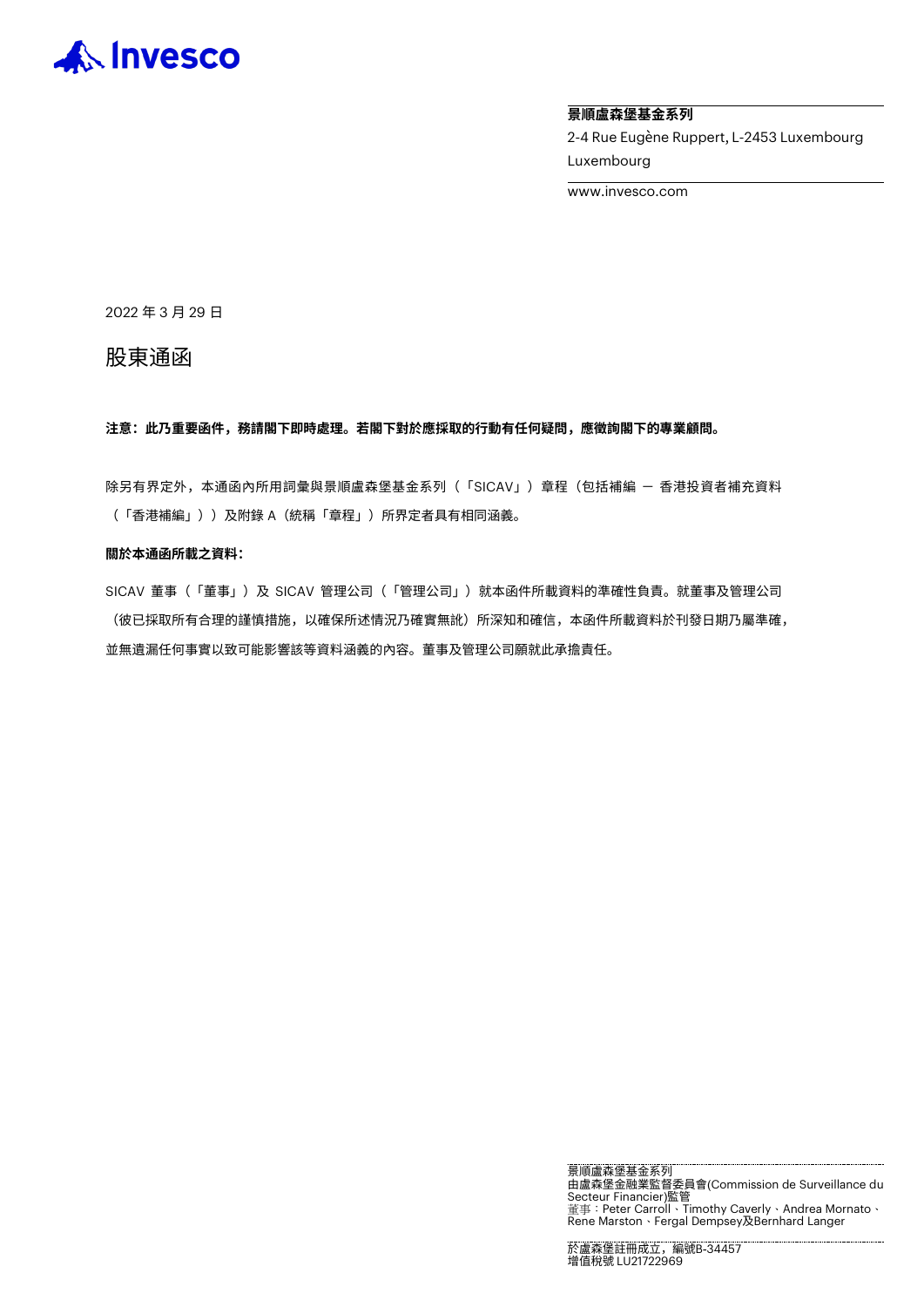**景順盧森堡基金系列**

2-4 Rue Eugène Ruppert, L-2453 Luxembourg

Luxembourg

www.invesco.com

2022 年 3 月 29 日

# 股東通函

**注意：此乃重要函件，務請閣下即時處理。若閣下對於應採取的行動有任何疑問，應徵詢閣下的專業顧問。**

除另有界定外，本通函內所用詞彙與景順盧森堡基金系列（「SICAV」）章程（包括補編 — 香港投資者補充資料（「香港補編」））及附錄 A（統稱「章程」）所界定者具有相同涵義。

**關於本通函所載之資料：**

SICAV 董事（「董事」）及 SICAV 管理公司（「管理公司」）就本函件所載資料的準確性負責。就董事及管理公司（彼已採取所有合理的謹慎措施，以確保所述情況乃確實無訛）所深知和確信，本函件所載資料於刊發日期乃屬準確，並無遺漏任何事實以致可能影響該等資料涵義的內容。董事及管理公司願就此承擔責任。

景順盧森堡基金系列
由盧森堡金融業監督委員會(Commission de Surveillance du Secteur Financier)監管
董事：Peter Carroll、Timothy Caverly、Andrea Mornato、Rene Marston、Fergal Dempsey及Bernhard Langer

於盧森堡註冊成立，編號B-34457
增值稅號 LU21722969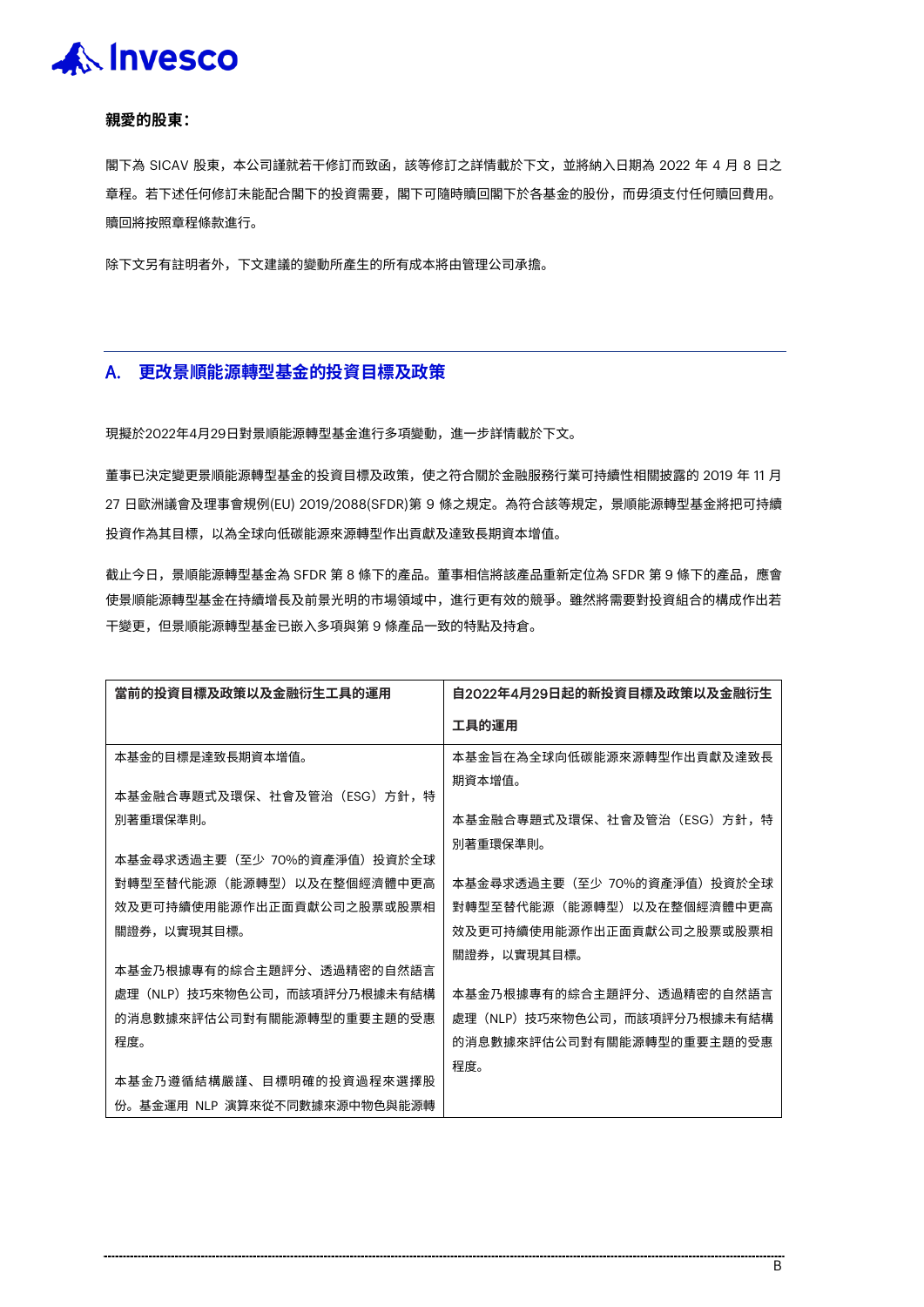**親愛的股東：**

閣下為 SICAV 股東，本公司謹就若干修訂而致函，該等修訂之詳情載於下文，並將納入日期為 2022 年 4 月 8 日之章程。若下述任何修訂未能配合閣下的投資需要，閣下可隨時贖回閣下於各基金的股份，而毋須支付任何贖回費用。贖回將按照章程條款進行。

除下文另有註明者外，下文建議的變動所產生的所有成本將由管理公司承擔。

## A. 更改景順能源轉型基金的投資目標及政策

現擬於2022年4月29日對景順能源轉型基金進行多項變動，進一步詳情載於下文。

董事已決定變更景順能源轉型基金的投資目標及政策，使之符合關於金融服務行業可持續性相關披露的 2019 年 11 月 27 日歐洲議會及理事會規例(EU) 2019/2088(SFDR)第 9 條之規定。為符合該等規定，景順能源轉型基金將把可持續投資作為其目標，以為全球向低碳能源來源轉型作出貢獻及達致長期資本增值。

截止今日，景順能源轉型基金為 SFDR 第 8 條下的產品。董事相信將該產品重新定位為 SFDR 第 9 條下的產品，應會使景順能源轉型基金在持續增長及前景光明的市場領域中，進行更有效的競爭。雖然將需要對投資組合的構成作出若干變更，但景順能源轉型基金已嵌入多項與第 9 條產品一致的特點及持倉。

| 當前的投資目標及政策以及金融衍生工具的運用 | 自2022年4月29日起的新投資目標及政策以及金融衍生工具的運用 |
|---|---|
| 本基金的目標是達致長期資本增值。<br><br>本基金融合專題式及環保、社會及管治（ESG）方針，特別著重環保準則。<br><br>本基金尋求透過主要（至少 70%的資產淨值）投資於全球對轉型至替代能源（能源轉型）以及在整個經濟體中更高效及更可持續使用能源作出正面貢獻公司之股票或股票相關證券，以實現其目標。<br><br>本基金乃根據專有的綜合主題評分、透過精密的自然語言處理（NLP）技巧來物色公司，而該項評分乃根據未有結構的消息數據來評估公司對有關能源轉型的重要主題的受惠程度。<br><br>本基金乃遵循結構嚴謹、目標明確的投資過程來選擇股份。基金運用 NLP 演算來從不同數據來源中物色與能源轉 | 本基金旨在為全球向低碳能源來源轉型作出貢獻及達致長期資本增值。<br><br>本基金融合專題式及環保、社會及管治（ESG）方針，特別著重環保準則。<br><br>本基金尋求透過主要（至少 70%的資產淨值）投資於全球對轉型至替代能源（能源轉型）以及在整個經濟體中更高效及更可持續使用能源作出正面貢獻公司之股票或股票相關證券，以實現其目標。<br><br>本基金乃根據專有的綜合主題評分、透過精密的自然語言處理（NLP）技巧來物色公司，而該項評分乃根據未有結構的消息數據來評估公司對有關能源轉型的重要主題的受惠程度。 |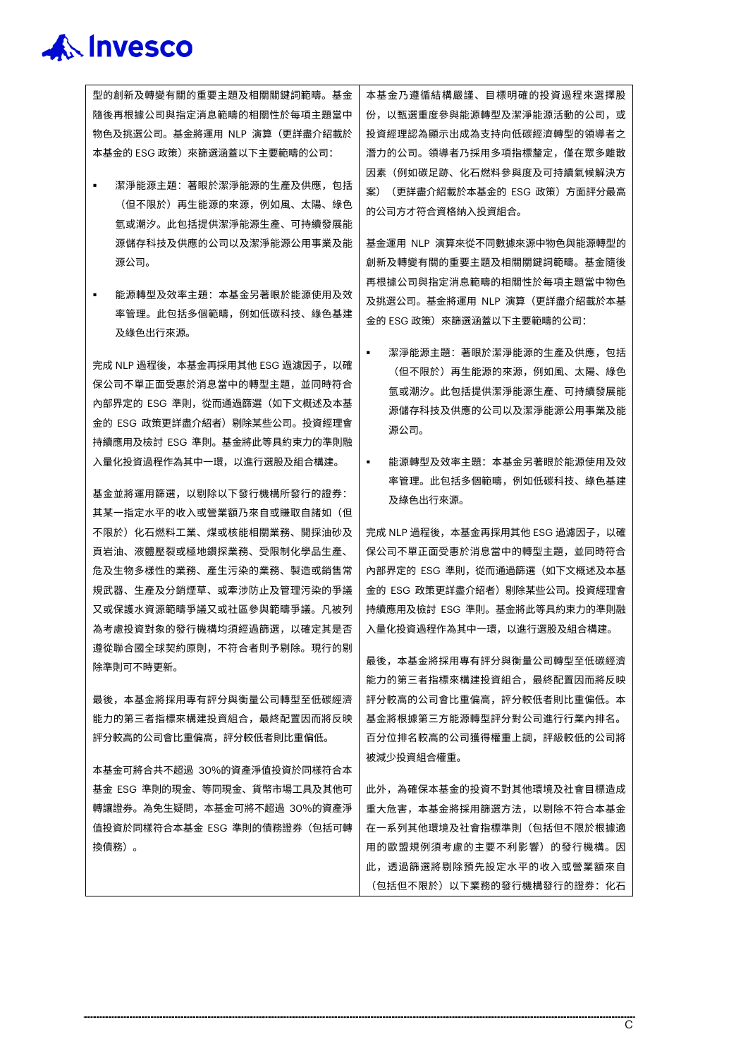| | |
|---|---|
| 型的創新及轉變有關的重要主題及相關關鍵詞範疇。基金隨後再根據公司與指定消息範疇的相關性於每項主題當中物色及挑選公司。基金將運用 NLP 演算（更詳盡介紹載於本基金的 ESG 政策）來篩選涵蓋以下主要範疇的公司：<br><br>▪ 潔淨能源主題：著眼於潔淨能源的生產及供應，包括（但不限於）再生能源的來源，例如風、太陽、綠色氫或潮汐。此包括提供潔淨能源生產、可持續發展能源儲存科技及供應的公司以及潔淨能源公用事業及能源公司。<br><br>▪ 能源轉型及效率主題：本基金另著眼於能源使用及效率管理。此包括多個範疇，例如低碳科技、綠色基建及綠色出行來源。<br><br>完成 NLP 過程後，本基金再採用其他 ESG 過濾因子，以確保公司不單正面受惠於消息當中的轉型主題，並同時符合內部界定的 ESG 準則，從而通過篩選（如下文概述及本基金的 ESG 政策更詳盡介紹者）剔除某些公司。投資經理會持續應用及檢討 ESG 準則。基金將此等具約束力的準則融入量化投資過程作為其中一環，以進行選股及組合構建。<br><br>基金並將運用篩選，以剔除以下發行機構所發行的證券：其某一指定水平的收入或營業額乃來自或賺取自諸如（但不限於）化石燃料工業、煤或核能相關業務、開採油砂及頁岩油、液體壓裂或極地鑽探業務、受限制化學品生產、危及生物多樣性的業務、產生污染的業務、製造或銷售常規武器、生產及分銷煙草、或牽涉防止及管理污染的爭議又或保護水資源範疇爭議又或社區參與範疇爭議。凡被列為考慮投資對象的發行機構均須經過篩選，以確定其是否遵從聯合國全球契約原則，不符合者則予剔除。現行的剔除準則可不時更新。<br><br>最後，本基金將採用專有評分與衡量公司轉型至低碳經濟能力的第三者指標來構建投資組合，最終配置因而將反映評分較高的公司會比重偏高，評分較低者則比重偏低。<br><br>本基金可將合共不超過 30%的資產淨值投資於同樣符合本基金 ESG 準則的現金、等同現金、貨幣市場工具及其他可轉讓證券。為免生疑問，本基金可將不超過 30%的資產淨值投資於同樣符合本基金 ESG 準則的債務證券（包括可轉換債務）。 | 本基金乃遵循結構嚴謹、目標明確的投資過程來選擇股份，以甄選重度參與能源轉型及潔淨能源活動的公司，或投資經理認為顯示出成為支持向低碳經濟轉型的領導者之潛力的公司。領導者乃採用多項指標釐定，僅在眾多離散因素（例如碳足跡、化石燃料參與度及可持續氣候解決方案）（更詳盡介紹載於本基金的 ESG 政策）方面評分最高的公司方才符合資格納入投資組合。<br><br>基金運用 NLP 演算來從不同數據來源中物色與能源轉型的創新及轉變有關的重要主題及相關關鍵詞範疇。基金隨後再根據公司與指定消息範疇的相關性於每項主題當中物色及挑選公司。基金將運用 NLP 演算（更詳盡介紹載於本基金的 ESG 政策）來篩選涵蓋以下主要範疇的公司：<br><br>▪ 潔淨能源主題：著眼於潔淨能源的生產及供應，包括（但不限於）再生能源的來源，例如風、太陽、綠色氫或潮汐。此包括提供潔淨能源生產、可持續發展能源儲存科技及供應的公司以及潔淨能源公用事業及能源公司。<br><br>▪ 能源轉型及效率主題：本基金另著眼於能源使用及效率管理。此包括多個範疇，例如低碳科技、綠色基建及綠色出行來源。<br><br>完成 NLP 過程後，本基金再採用其他 ESG 過濾因子，以確保公司不單正面受惠於消息當中的轉型主題，並同時符合內部界定的 ESG 準則，從而通過篩選（如下文概述及本基金的 ESG 政策更詳盡介紹者）剔除某些公司。投資經理會持續應用及檢討 ESG 準則。基金將此等具約束力的準則融入量化投資過程作為其中一環，以進行選股及組合構建。<br><br>最後，本基金將採用專有評分與衡量公司轉型至低碳經濟能力的第三者指標來構建投資組合，最終配置因而將反映評分較高的公司會比重偏高，評分較低者則比重偏低。本基金將根據第三方能源轉型評分對公司進行行業內排名。百分位排名較高的公司獲得權重上調，評級較低的公司將被減少投資組合權重。<br><br>此外，為確保本基金的投資不對其他環境及社會目標造成重大危害，本基金將採用篩選方法，以剔除不符合本基金在一系列其他環境及社會指標準則（包括但不限於根據適用的歐盟規例須考慮的主要不利影響）的發行機構。因此，透過篩選將剔除預先設定水平的收入或營業額來自（包括但不限於）以下業務的發行機構發行的證券：化石 |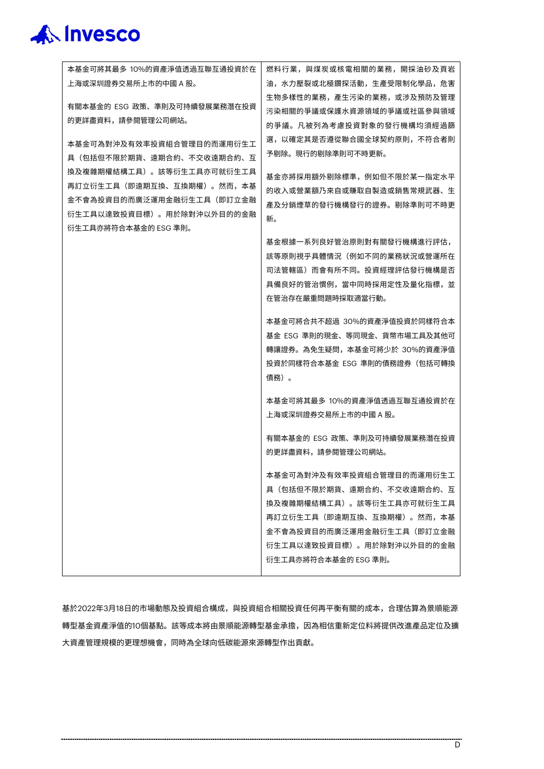| | |
|---|---|
| 本基金可將其最多 10%的資產淨值透過互聯互通投資於在上海或深圳證券交易所上市的中國 A 股。<br><br>有關本基金的 ESG 政策、準則及可持續發展業務潛在投資的更詳盡資料，請參閱管理公司網站。<br><br>本基金可為對沖及有效率投資組合管理目的而運用衍生工具（包括但不限於期貨、遠期合約、不交收遠期合約、互換及複雜期權結構工具）。該等衍生工具亦可就衍生工具再訂立衍生工具（即遠期互換、互換期權）。然而，本基金不會為投資目的而廣泛運用金融衍生工具（即訂立金融衍生工具以達致投資目標）。用於除對沖以外目的的金融衍生工具亦將符合本基金的 ESG 準則。 | 燃料行業，與煤炭或核電相關的業務，開採油砂及頁岩油，水力壓裂或北極鑽探活動，生產受限制化學品，危害生物多樣性的業務，產生污染的業務，或涉及預防及管理污染相關的爭議或保護水資源領域的爭議或社區參與領域的爭議。凡被列為考慮投資對象的發行機構均須經過篩選，以確定其是否遵從聯合國全球契約原則，不符合者則予剔除。現行的剔除準則可不時更新。<br><br>基金亦將採用額外剔除標準，例如但不限於某一指定水平的收入或營業額乃來自或賺取自製造或銷售常規武器、生產及分銷煙草的發行機構發行的證券。剔除準則可不時更新。<br><br>基金根據一系列良好管治原則對有關發行機構進行評估，該等原則視乎具體情況（例如不同的業務狀況或營運所在司法管轄區）而會有所不同。投資經理評估發行機構是否具備良好的管治慣例，當中同時採用定性及量化指標，並在管治存在嚴重問題時採取適當行動。<br><br>本基金可將合共不超過 30%的資產淨值投資於同樣符合本基金 ESG 準則的現金、等同現金、貨幣市場工具及其他可轉讓證券。為免生疑問，本基金可將少於 30%的資產淨值投資於同樣符合本基金 ESG 準則的債務證券（包括可轉換債務）。<br><br>本基金可將其最多 10%的資產淨值透過互聯互通投資於在上海或深圳證券交易所上市的中國 A 股。<br><br>有關本基金的 ESG 政策、準則及可持續發展業務潛在投資的更詳盡資料，請參閱管理公司網站。<br><br>本基金可為對沖及有效率投資組合管理目的而運用衍生工具（包括但不限於期貨、遠期合約、不交收遠期合約、互換及複雜期權結構工具）。該等衍生工具亦可就衍生工具再訂立衍生工具（即遠期互換、互換期權）。然而，本基金不會為投資目的而廣泛運用金融衍生工具（即訂立金融衍生工具以達致投資目標）。用於除對沖以外目的的金融衍生工具亦將符合本基金的 ESG 準則。 |

基於2022年3月18日的市場動態及投資組合構成，與投資組合相關投資任何再平衡有關的成本，合理估算為景順能源轉型基金資產淨值的10個基點。該等成本將由景順能源轉型基金承擔，因為相信重新定位料將提供改進產品定位及擴大資產管理規模的更理想機會，同時為全球向低碳能源來源轉型作出貢獻。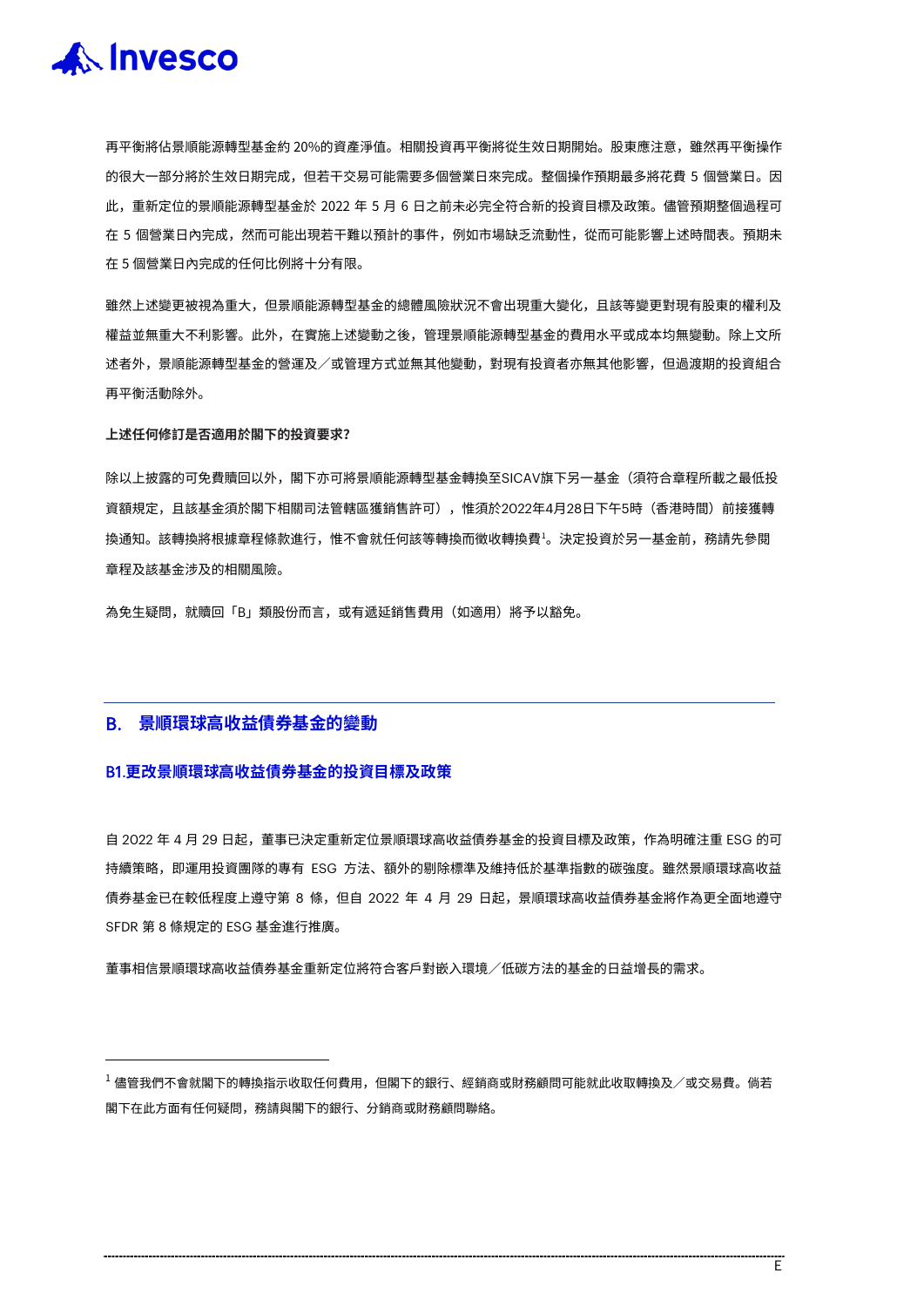再平衡將佔景順能源轉型基金約 20%的資產淨值。相關投資再平衡將從生效日期開始。股東應注意，雖然再平衡操作的很大一部分將於生效日期完成，但若干交易可能需要多個營業日來完成。整個操作預期最多將花費 5 個營業日。因此，重新定位的景順能源轉型基金於 2022 年 5 月 6 日之前未必完全符合新的投資目標及政策。儘管預期整個過程可在 5 個營業日內完成，然而可能出現若干難以預計的事件，例如市場缺乏流動性，從而可能影響上述時間表。預期未在 5 個營業日內完成的任何比例將十分有限。

雖然上述變更被視為重大，但景順能源轉型基金的總體風險狀況不會出現重大變化，且該等變更對現有股東的權利及權益並無重大不利影響。此外，在實施上述變動之後，管理景順能源轉型基金的費用水平或成本均無變動。除上文所述者外，景順能源轉型基金的營運及／或管理方式並無其他變動，對現有投資者亦無其他影響，但過渡期的投資組合再平衡活動除外。

**上述任何修訂是否適用於閣下的投資要求?**

除以上披露的可免費贖回以外，閣下亦可將景順能源轉型基金轉換至SICAV旗下另一基金（須符合章程所載之最低投資額規定，且該基金須於閣下相關司法管轄區獲銷售許可），惟須於2022年4月28日下午5時（香港時間）前接獲轉換通知。該轉換將根據章程條款進行，惟不會就任何該等轉換而徵收轉換費[1]。決定投資於另一基金前，務請先參閱章程及該基金涉及的相關風險。

為免生疑問，就贖回「B」類股份而言，或有遞延銷售費用（如適用）將予以豁免。

## B. 景順環球高收益債券基金的變動

### B1.更改景順環球高收益債券基金的投資目標及政策

自 2022 年 4 月 29 日起，董事已決定重新定位景順環球高收益債券基金的投資目標及政策，作為明確注重 ESG 的可持續策略，即運用投資團隊的專有 ESG 方法、額外的剔除標準及維持低於基準指數的碳強度。雖然景順環球高收益債券基金已在較低程度上遵守第 8 條，但自 2022 年 4 月 29 日起，景順環球高收益債券基金將作為更全面地遵守 SFDR 第 8 條規定的 ESG 基金進行推廣。

董事相信景順環球高收益債券基金重新定位將符合客戶對嵌入環境／低碳方法的基金的日益增長的需求。

---

[1] 儘管我們不會就閣下的轉換指示收取任何費用，但閣下的銀行、經銷商或財務顧問可能就此收取轉換及／或交易費。倘若閣下在此方面有任何疑問，務請與閣下的銀行、分銷商或財務顧問聯絡。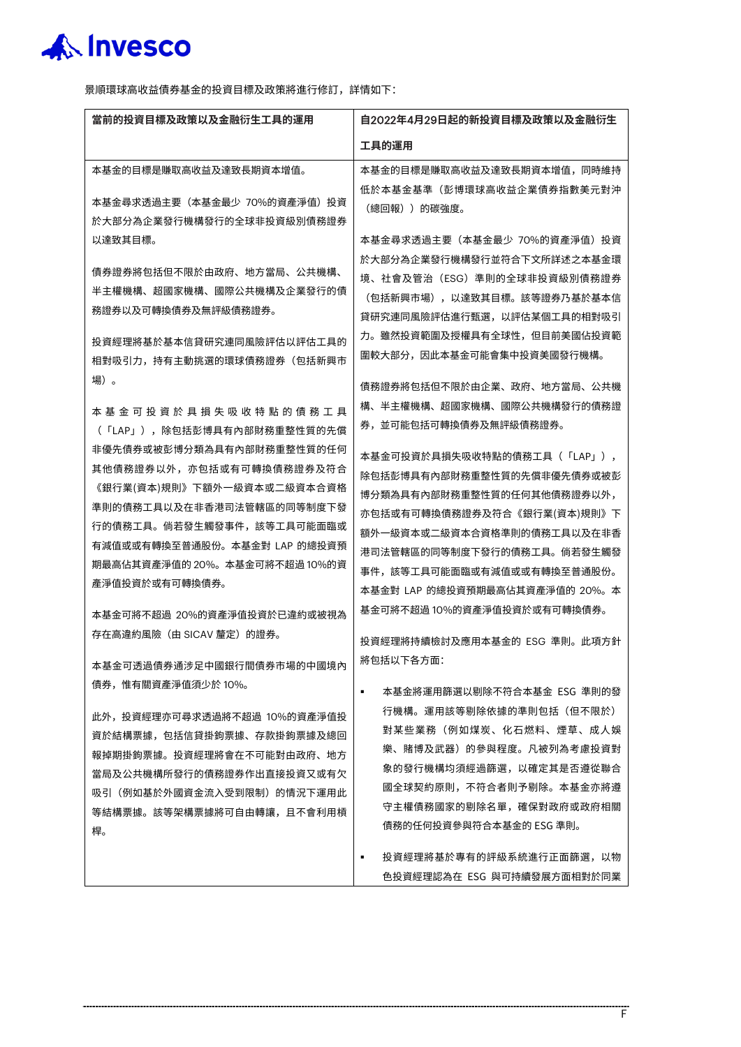景順環球高收益債券基金的投資目標及政策將進行修訂，詳情如下：

| 當前的投資目標及政策以及金融衍生工具的運用 | 自2022年4月29日起的新投資目標及政策以及金融衍生工具的運用 |
|---|---|
| 本基金的目標是賺取高收益及達致長期資本增值。<br><br>本基金尋求透過主要（本基金最少 70%的資產淨值）投資於大部分為企業發行機構發行的全球非投資級別債務證券以達致其目標。<br><br>債務證券將包括但不限於由政府、地方當局、公共機構、半主權機構、超國家機構、國際公共機構及企業發行的債務證券以及可轉換債券及無評級債務證券。<br><br>投資經理將基於基本信貸研究連同風險評估以評估工具的相對吸引力，持有主動挑選的環球債務證券（包括新興市場）。<br><br>本基金可投資於具損失吸收特點的債務工具（「LAP」），除包括彭博具有內部財務重整性質的先償非優先債券或被彭博分類為具有內部財務重整性質的任何其他債務證券以外，亦包括或有可轉換債務證券及符合《銀行業(資本)規則》下額外一級資本或二級資本合資格準則的債務工具以及在非香港司法管轄區的同等制度下發行的債務工具。倘若發生觸發事件，該等工具可能面臨或有減值或或有轉換至普通股份。本基金對 LAP 的總投資預期最高佔其資產淨值的 20%。本基金可將不超過 10%的資產淨值投資於或有可轉換債券。<br><br>本基金可將不超過 20%的資產淨值投資於已違約或被視為存在高違約風險（由 SICAV 釐定）的證券。<br><br>本基金可透過債券通涉足中國銀行間債券市場的中國境內債券，惟有關資產淨值須少於 10%。<br><br>此外，投資經理亦可尋求透過將不超過 10%的資產淨值投資於結構票據，包括信貸掛鉤票據、存款掛鉤票據及總回報掉期掛鉤票據。投資經理將會在不可能對由政府、地方當局及公共機構所發行的債務證券作出直接投資又或有欠吸引（例如基於外國資金流入受到限制）的情況下運用此等結構票據。該等架構票據將可自由轉讓，且不會利用槓桿。 | 本基金的目標是賺取高收益及達致長期資本增值，同時維持低於本基金基準（彭博環球高收益企業債券指數美元對沖（總回報））的碳強度。<br><br>本基金尋求透過主要（本基金最少 70%的資產淨值）投資於大部分為企業發行機構發行並符合下文所詳述之本基金環境、社會及管治（ESG）準則的全球非投資級別債務證券（包括新興市場），以達致其目標。該等證券乃基於基本信貸研究連同風險評估進行甄選，以評估某個工具的相對吸引力。雖然投資範圍及授權具有全球性，但目前美國佔投資範圍較大部分，因此本基金可能會集中投資美國發行機構。<br><br>債務證券將包括但不限於由企業、政府、地方當局、公共機構、半主權機構、超國家機構、國際公共機構發行的債務證券，並可能包括可轉換債券及無評級債務證券。<br><br>本基金可投資於具損失吸收特點的債務工具（「LAP」），除包括彭博具有內部財務重整性質的先償非優先債券或被彭博分類為具有內部財務重整性質的任何其他債務證券以外，亦包括或有可轉換債務證券及符合《銀行業(資本)規則》下額外一級資本或二級資本合資格準則的債務工具以及在非香港司法管轄區的同等制度下發行的債務工具。倘若發生觸發事件，該等工具可能面臨或有減值或或有轉換至普通股份。本基金對 LAP 的總投資預期最高佔其資產淨值的 20%。本基金可將不超過 10%的資產淨值投資於或有可轉換債券。<br><br>投資經理將持續檢討及應用本基金的 ESG 準則。此項方針將包括以下各方面：<br><br>▪ 本基金將運用篩選以剔除不符合本基金 ESG 準則的發行機構。運用該等剔除依據的準則包括（但不限於）對某些業務（例如煤炭、化石燃料、煙草、成人娛樂、賭博及武器）的參與程度。凡被列為考慮投資對象的發行機構均須經過篩選，以確定其是否遵從聯合國全球契約原則，不符合者則予剔除。本基金亦將遵守主權債務國家的剔除名單，確保對政府或政府相關債務的任何投資參與符合本基金的 ESG 準則。<br><br>▪ 投資經理將基於專有的評級系統進行正面篩選，以物色投資經理認為在 ESG 與可持續發展方面相對於同業 |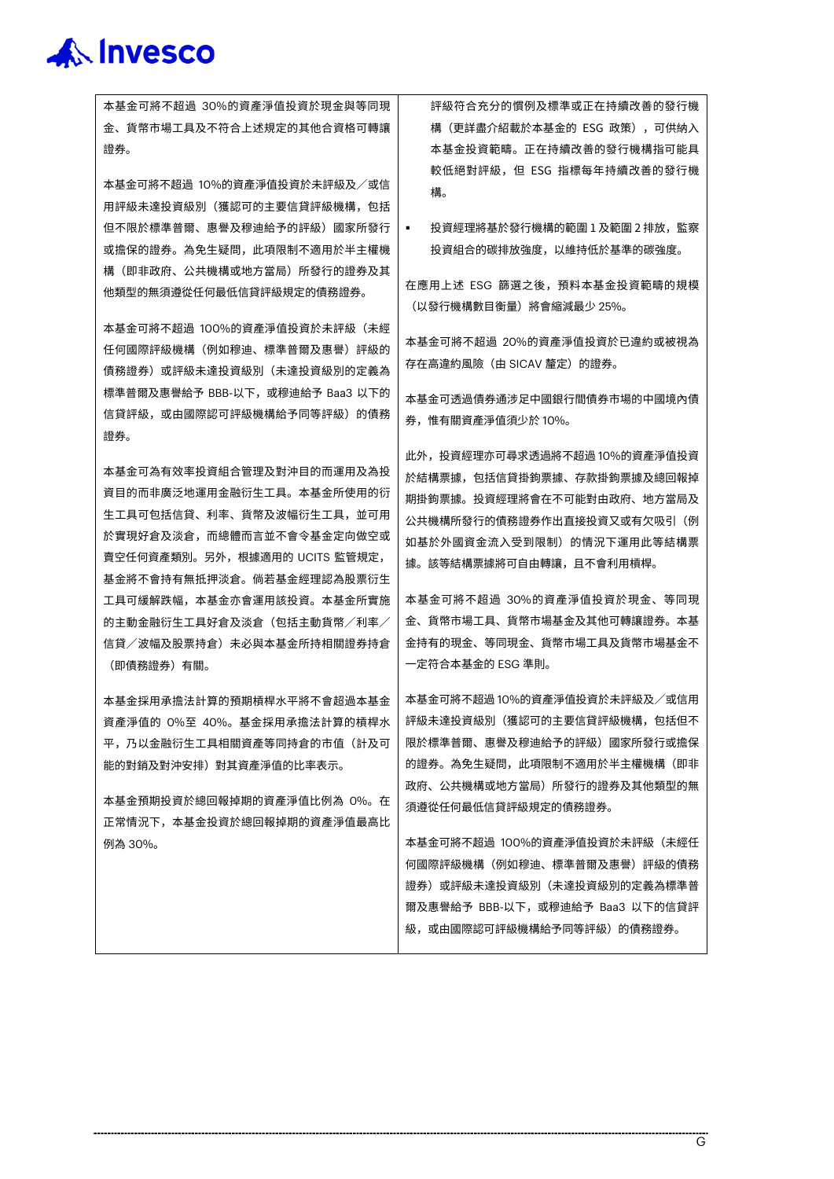本基金可將不超過 30%的資產淨值投資於現金與等同現金、貨幣市場工具及不符合上述規定的其他合資格可轉讓證券。

本基金可將不超過 10%的資產淨值投資於未評級及／或信用評級未達投資級別（獲認可的主要信貸評級機構，包括但不限於標準普爾、惠譽及穆迪給予的評級）國家所發行或擔保的證券。為免生疑問，此項限制不適用於半主權機構（即非政府、公共機構或地方當局）所發行的證券及其他類型的無須遵從任何最低信貸評級規定的債務證券。

本基金可將不超過 100%的資產淨值投資於未評級（未經任何國際評級機構（例如穆迪、標準普爾及惠譽）評級的債務證券）或評級未達投資級別（未達投資級別的定義為標準普爾及惠譽給予 BBB-以下，或穆迪給予 Baa3 以下的信貸評級，或由國際認可評級機構給予同等評級）的債務證券。

本基金可為有效率投資組合管理及對沖目的而運用及為投資目的而非廣泛地運用金融衍生工具。本基金所使用的衍生工具可包括信貸、利率、貨幣及波幅衍生工具，並可用於實現好倉及淡倉，而總體而言並不會令基金定向做空或賣空任何資產類別。另外，根據適用的 UCITS 監管規定，基金將不會持有無抵押淡倉。倘若基金經理認為股票衍生工具可緩解跌幅，本基金亦會運用該投資。本基金所實施的主動金融衍生工具好倉及淡倉（包括主動貨幣／利率／信貸／波幅及股票持倉）未必與本基金所持相關證券持倉（即債務證券）有關。

本基金採用承擔法計算的預期槓桿水平將不會超過本基金資產淨值的 0%至 40%。基金採用承擔法計算的槓桿水平，乃以金融衍生工具相關資產等同持倉的市值（計及可能的對銷及對沖安排）對其資產淨值的比率表示。

本基金預期投資於總回報掉期的資產淨值比例為 0%。在正常情況下，本基金投資於總回報掉期的資產淨值最高比例為 30%。

評級符合充分的慣例及標準或正在持續改善的發行機構（更詳盡介紹載於本基金的 ESG 政策），可供納入本基金投資範疇。正在持續改善的發行機構指可能具較低絕對評級，但 ESG 指標每年持續改善的發行機構。

- 投資經理將基於發行機構的範圍 1 及範圍 2 排放，監察投資組合的碳排放強度，以維持低於基準的碳強度。

在應用上述 ESG 篩選之後，預料本基金投資範疇的規模（以發行機構數目衡量）將會縮減最少 25%。

本基金可將不超過 20%的資產淨值投資於已違約或被視為存在高違約風險（由 SICAV 釐定）的證券。

本基金可透過債券通涉足中國銀行間債券市場的中國境內債券，惟有關資產淨值須少於 10%。

此外，投資經理亦可尋求透過將不超過 10%的資產淨值投資於結構票據，包括信貸掛鉤票據、存款掛鉤票據及總回報掉期掛鉤票據。投資經理將會在不可能對由政府、地方當局及公共機構所發行的債務證券作出直接投資又或有欠吸引（例如基於外國資金流入受到限制）的情況下運用此等結構票據。該等結構票據將可自由轉讓，且不會利用槓桿。

本基金可將不超過 30%的資產淨值投資於現金、等同現金、貨幣市場工具、貨幣市場基金及其他可轉讓證券。本基金持有的現金、等同現金、貨幣市場工具及貨幣市場基金不一定符合本基金的 ESG 準則。

本基金可將不超過 10%的資產淨值投資於未評級及／或信用評級未達投資級別（獲認可的主要信貸評級機構，包括但不限於標準普爾、惠譽及穆迪給予的評級）國家所發行或擔保的證券。為免生疑問，此項限制不適用於半主權機構（即非政府、公共機構或地方當局）所發行的證券及其他類型的無須遵從任何最低信貸評級規定的債務證券。

本基金可將不超過 100%的資產淨值投資於未評級（未經任何國際評級機構（例如穆迪、標準普爾及惠譽）評級的債務證券）或評級未達投資級別（未達投資級別的定義為標準普爾及惠譽給予 BBB-以下，或穆迪給予 Baa3 以下的信貸評級，或由國際認可評級機構給予同等評級）的債務證券。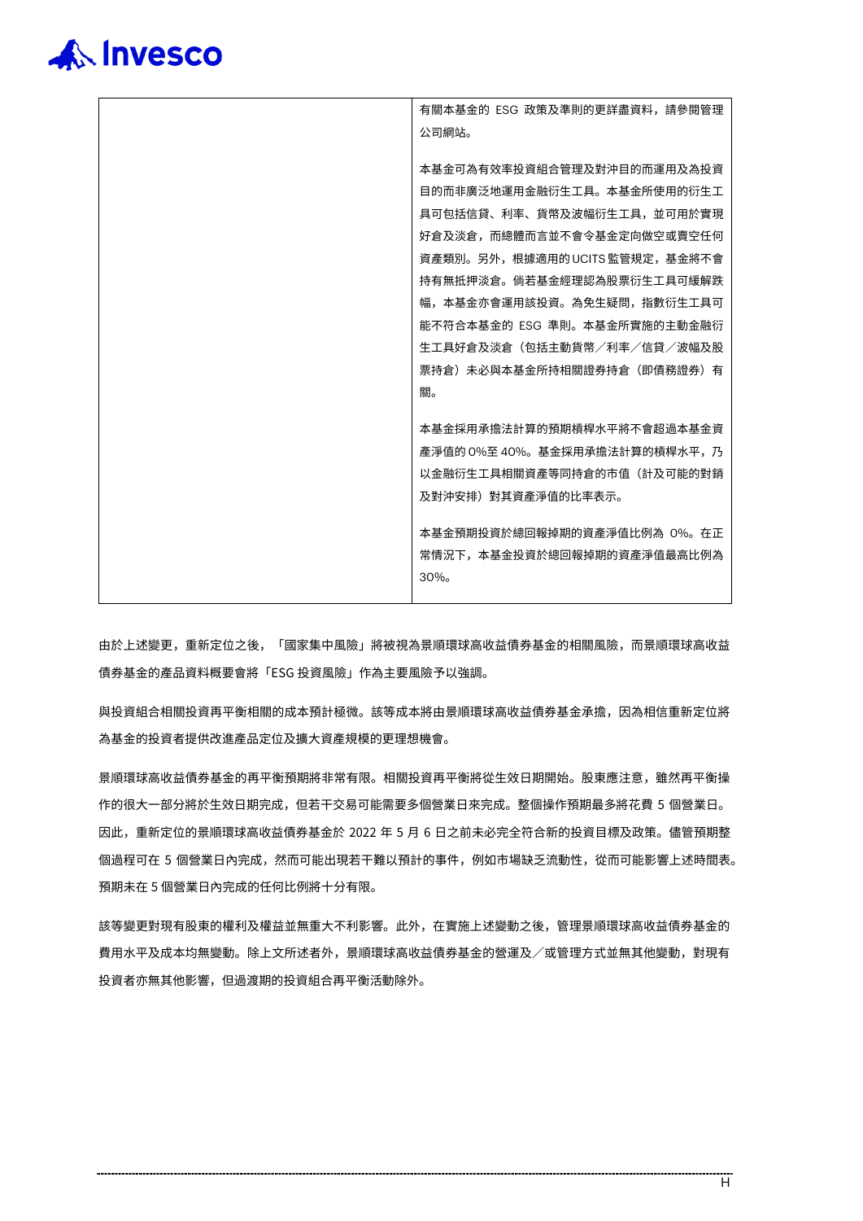| | |
|---|---|
| | 有關本基金的 ESG 政策及準則的更詳盡資料，請參閱管理公司網站。<br><br>本基金可為有效率投資組合管理及對沖目的而運用及為投資目的而非廣泛地運用金融衍生工具。本基金所使用的衍生工具可包括信貸、利率、貨幣及波幅衍生工具，並可用於實現好倉及淡倉，而總體而言並不會令基金定向做空或賣空任何資產類別。另外，根據適用的UCITS監管規定，基金將不會持有無抵押淡倉。倘若基金經理認為股票衍生工具可緩解跌幅，本基金亦會運用該投資。為免生疑問，指數衍生工具可能不符合本基金的 ESG 準則。本基金所實施的主動金融衍生工具好倉及淡倉（包括主動貨幣／利率／信貸／波幅及股票持倉）未必與本基金所持相關證券持倉（即債務證券）有關。<br><br>本基金採用承擔法計算的預期槓桿水平將不會超過本基金資產淨值的0%至 40%。基金採用承擔法計算的槓桿水平，乃以金融衍生工具相關資產等同持倉的市值（計及可能的對銷及對沖安排）對其資產淨值的比率表示。<br><br>本基金預期投資於總回報掉期的資產淨值比例為 0%。在正常情況下，本基金投資於總回報掉期的資產淨值最高比例為 30%。 |

由於上述變更，重新定位之後，「國家集中風險」將被視為景順環球高收益債券基金的相關風險，而景順環球高收益債券基金的產品資料概要會將「ESG 投資風險」作為主要風險予以強調。

與投資組合相關投資再平衡相關的成本預計極微。該等成本將由景順環球高收益債券基金承擔，因為相信重新定位將為基金的投資者提供改進產品定位及擴大資產規模的更理想機會。

景順環球高收益債券基金的再平衡預期將非常有限。相關投資再平衡將從生效日期開始。股東應注意，雖然再平衡操作的很大一部分將於生效日期完成，但若干交易可能需要多個營業日來完成。整個操作預期最多將花費 5 個營業日。因此，重新定位的景順環球高收益債券基金於 2022 年 5 月 6 日之前未必完全符合新的投資目標及政策。儘管預期整個過程可在 5 個營業日內完成，然而可能出現若干難以預計的事件，例如市場缺乏流動性，從而可能影響上述時間表。預期未在 5 個營業日內完成的任何比例將十分有限。

該等變更對現有股東的權利及權益並無重大不利影響。此外，在實施上述變動之後，管理景順環球高收益債券基金的費用水平及成本均無變動。除上文所述者外，景順環球高收益債券基金的營運及／或管理方式並無其他變動，對現有投資者亦無其他影響，但過渡期的投資組合再平衡活動除外。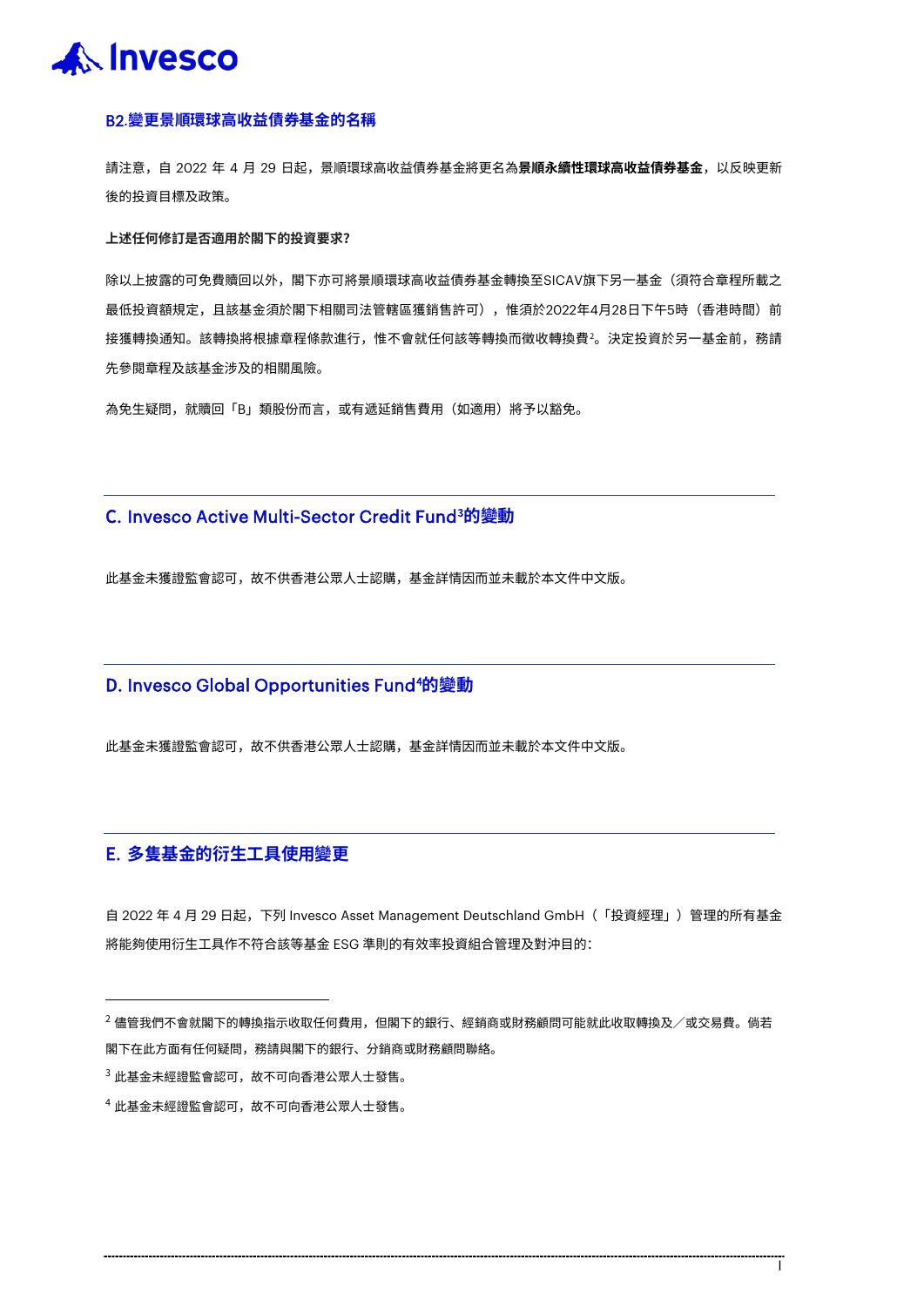### B2.變更景順環球高收益債券基金的名稱

請注意，自 2022 年 4 月 29 日起，景順環球高收益債券基金將更名為**景順永續性環球高收益債券基金**，以反映更新後的投資目標及政策。

**上述任何修訂是否適用於閣下的投資要求?**

除以上披露的可免費贖回以外，閣下亦可將景順環球高收益債券基金轉換至SICAV旗下另一基金（須符合章程所載之最低投資額規定，且該基金須於閣下相關司法管轄區獲銷售許可），惟須於2022年4月28日下午5時（香港時間）前接獲轉換通知。該轉換將根據章程條款進行，惟不會就任何該等轉換而徵收轉換費[2]。決定投資於另一基金前，務請先參閱章程及該基金涉及的相關風險。

為免生疑問，就贖回「B」類股份而言，或有遞延銷售費用（如適用）將予以豁免。

## C. Invesco Active Multi-Sector Credit Fund[3]的變動

此基金未獲證監會認可，故不供香港公眾人士認購，基金詳情因而並未載於本文件中文版。

## D. Invesco Global Opportunities Fund[4]的變動

此基金未獲證監會認可，故不供香港公眾人士認購，基金詳情因而並未載於本文件中文版。

## E. 多隻基金的衍生工具使用變更

自 2022 年 4 月 29 日起，下列 Invesco Asset Management Deutschland GmbH（「投資經理」）管理的所有基金將能夠使用衍生工具作不符合該等基金 ESG 準則的有效率投資組合管理及對沖目的：

---

[2] 儘管我們不會就閣下的轉換指示收取任何費用，但閣下的銀行、經銷商或財務顧問可能就此收取轉換及／或交易費。倘若閣下在此方面有任何疑問，務請與閣下的銀行、分銷商或財務顧問聯絡。

[3] 此基金未經證監會認可，故不可向香港公眾人士發售。

[4] 此基金未經證監會認可，故不可向香港公眾人士發售。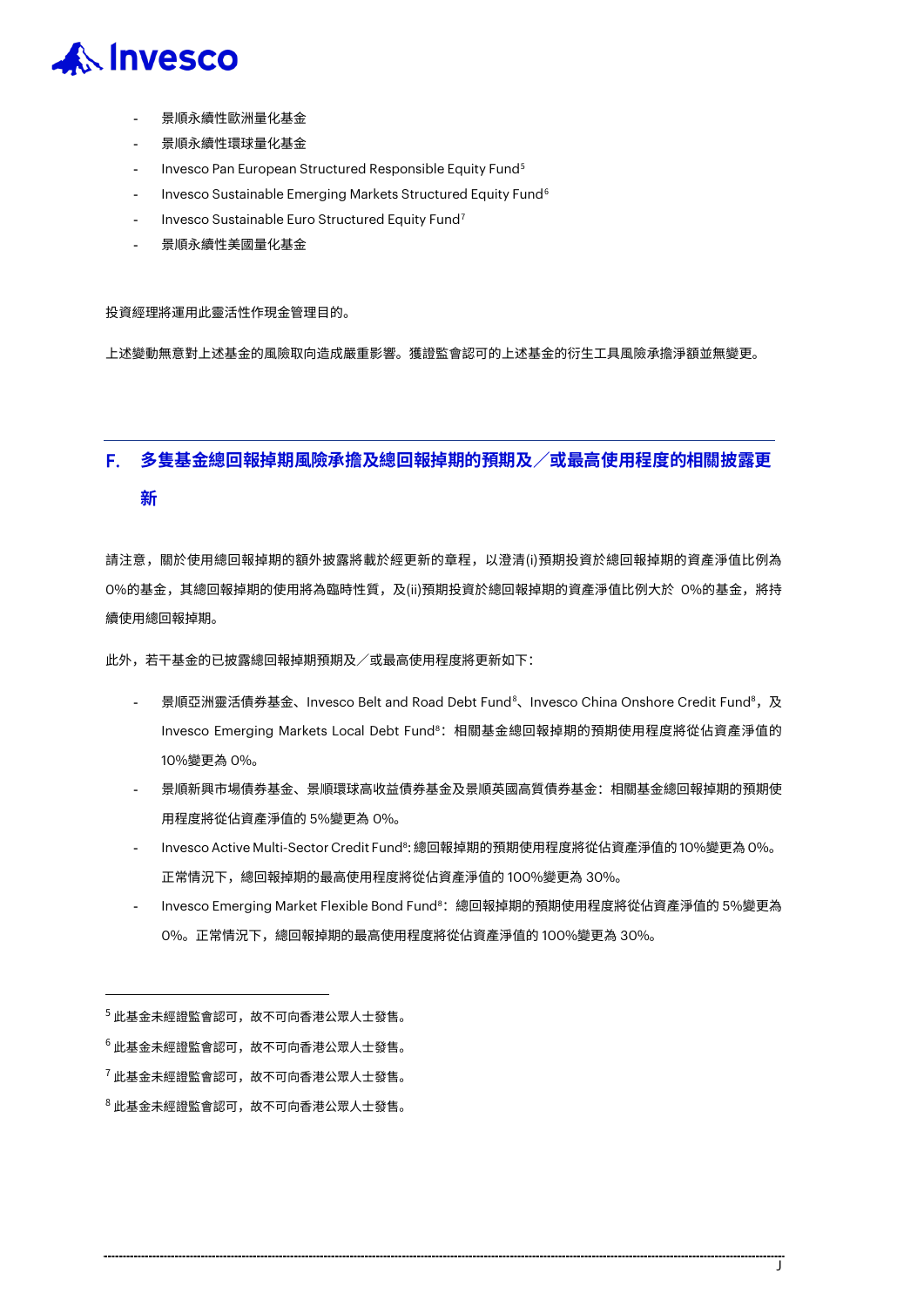- 景順永續性歐洲量化基金
- 景順永續性環球量化基金
- Invesco Pan European Structured Responsible Equity Fund[5]
- Invesco Sustainable Emerging Markets Structured Equity Fund[6]
- Invesco Sustainable Euro Structured Equity Fund[7]
- 景順永續性美國量化基金

投資經理將運用此靈活性作現金管理目的。

上述變動無意對上述基金的風險取向造成嚴重影響。獲證監會認可的上述基金的衍生工具風險承擔淨額並無變更。

## F. 多隻基金總回報掉期風險承擔及總回報掉期的預期及／或最高使用程度的相關披露更新

請注意，關於使用總回報掉期的額外披露將載於經更新的章程，以澄清(i)預期投資於總回報掉期的資產淨值比例為0%的基金，其總回報掉期的使用將為臨時性質，及(ii)預期投資於總回報掉期的資產淨值比例大於 0%的基金，將持續使用總回報掉期。

此外，若干基金的已披露總回報掉期預期及／或最高使用程度將更新如下：

- 景順亞洲靈活債券基金、Invesco Belt and Road Debt Fund[8]、Invesco China Onshore Credit Fund[8]，及 Invesco Emerging Markets Local Debt Fund[8]：相關基金總回報掉期的預期使用程度將從佔資產淨值的 10%變更為 0%。
- 景順新興市場債券基金、景順環球高收益債券基金及景順英國高質債券基金：相關基金總回報掉期的預期使用程度將從佔資產淨值的 5%變更為 0%。
- Invesco Active Multi-Sector Credit Fund[8]: 總回報掉期的預期使用程度將從佔資產淨值的 10%變更為 0%。正常情況下，總回報掉期的最高使用程度將從佔資產淨值的 100%變更為 30%。
- Invesco Emerging Market Flexible Bond Fund[8]：總回報掉期的預期使用程度將從佔資產淨值的 5%變更為 0%。正常情況下，總回報掉期的最高使用程度將從佔資產淨值的 100%變更為 30%。

---

[5] 此基金未經證監會認可，故不可向香港公眾人士發售。

[6] 此基金未經證監會認可，故不可向香港公眾人士發售。

[7] 此基金未經證監會認可，故不可向香港公眾人士發售。

[8] 此基金未經證監會認可，故不可向香港公眾人士發售。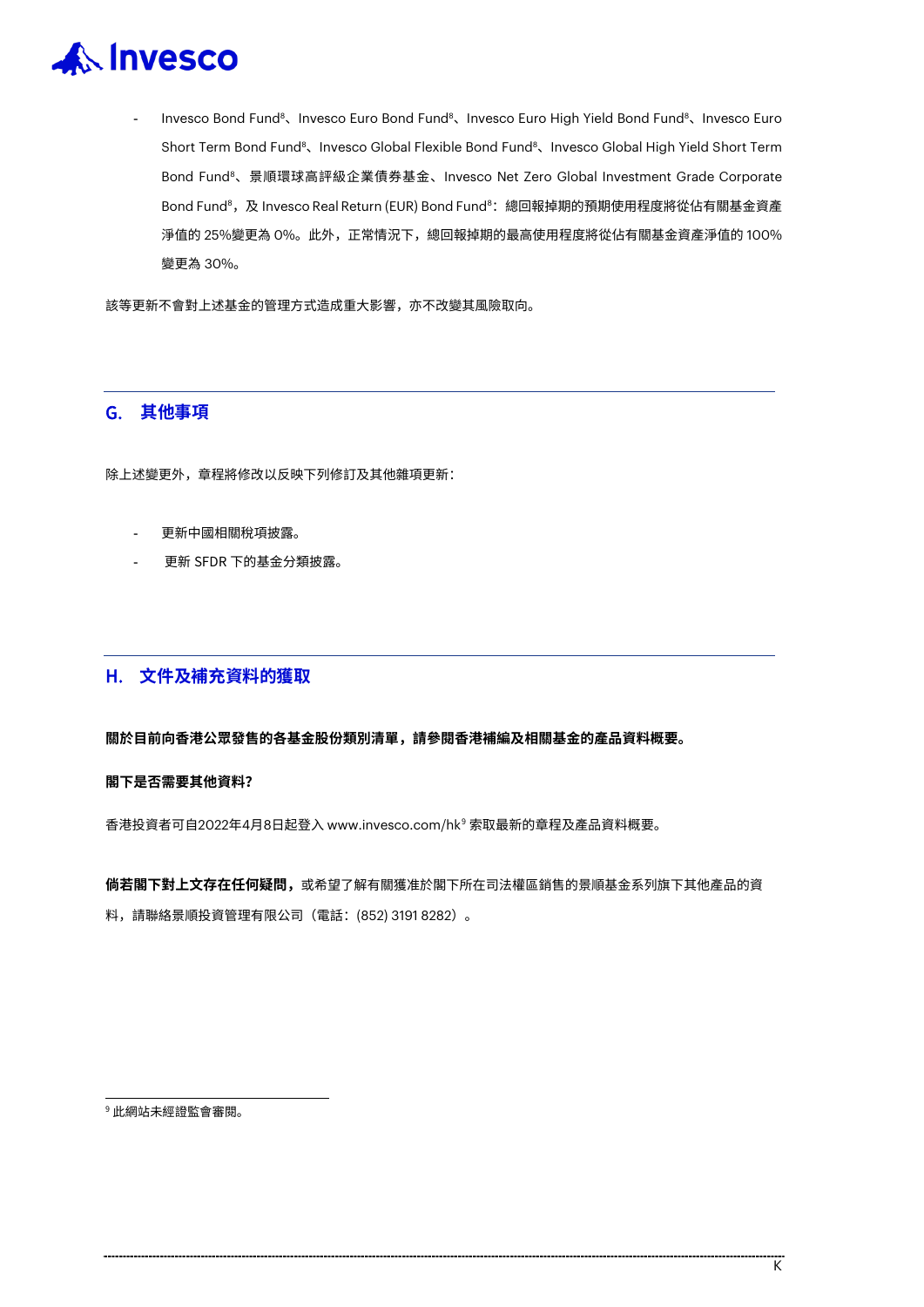- Invesco Bond Fund[8]、Invesco Euro Bond Fund[8]、Invesco Euro High Yield Bond Fund[8]、Invesco Euro Short Term Bond Fund[8]、Invesco Global Flexible Bond Fund[8]、Invesco Global High Yield Short Term Bond Fund[8]、景順環球高評級企業債券基金、Invesco Net Zero Global Investment Grade Corporate Bond Fund[8]，及 Invesco Real Return (EUR) Bond Fund[8]：總回報掉期的預期使用程度將從佔有關基金資產淨值的 25%變更為 0%。此外，正常情況下，總回報掉期的最高使用程度將從佔有關基金資產淨值的 100%變更為 30%。

該等更新不會對上述基金的管理方式造成重大影響，亦不改變其風險取向。

## G. 其他事項

除上述變更外，章程將修改以反映下列修訂及其他雜項更新：

- 更新中國相關稅項披露。
- 更新 SFDR 下的基金分類披露。

## H. 文件及補充資料的獲取

**關於目前向香港公眾發售的各基金股份類別清單，請參閱香港補編及相關基金的產品資料概要。**

**閣下是否需要其他資料?**

香港投資者可自2022年4月8日起登入 www.invesco.com/hk[9] 索取最新的章程及產品資料概要。

**倘若閣下對上文存在任何疑問，**或希望了解有關獲准於閣下所在司法權區銷售的景順基金系列旗下其他產品的資料，請聯絡景順投資管理有限公司（電話：(852) 3191 8282）。

---

[9] 此網站未經證監會審閱。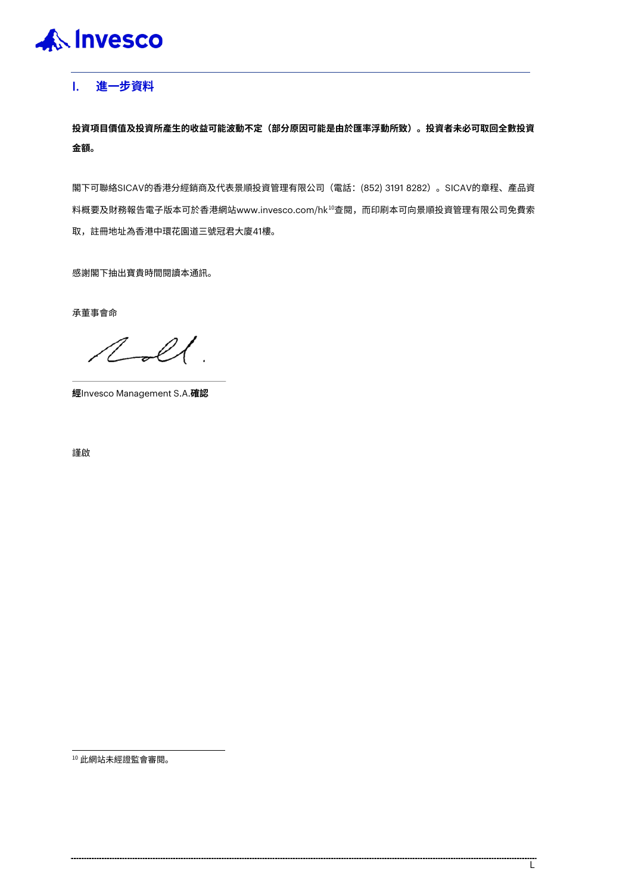## I. 進一步資料

**投資項目價值及投資所產生的收益可能波動不定（部分原因可能是由於匯率浮動所致）。投資者未必可取回全數投資金額。**

閣下可聯絡SICAV的香港分經銷商及代表景順投資管理有限公司（電話：(852) 3191 8282）。SICAV的章程、產品資料概要及財務報告電子版本可於香港網站www.invesco.com/hk[10]查閱，而印刷本可向景順投資管理有限公司免費索取，註冊地址為香港中環花園道三號冠君大廈41樓。

感謝閣下抽出寶貴時間閱讀本通訊。

承董事會命

**經**Invesco Management S.A.**確認**

謹啟

[10] 此網站未經證監會審閱。